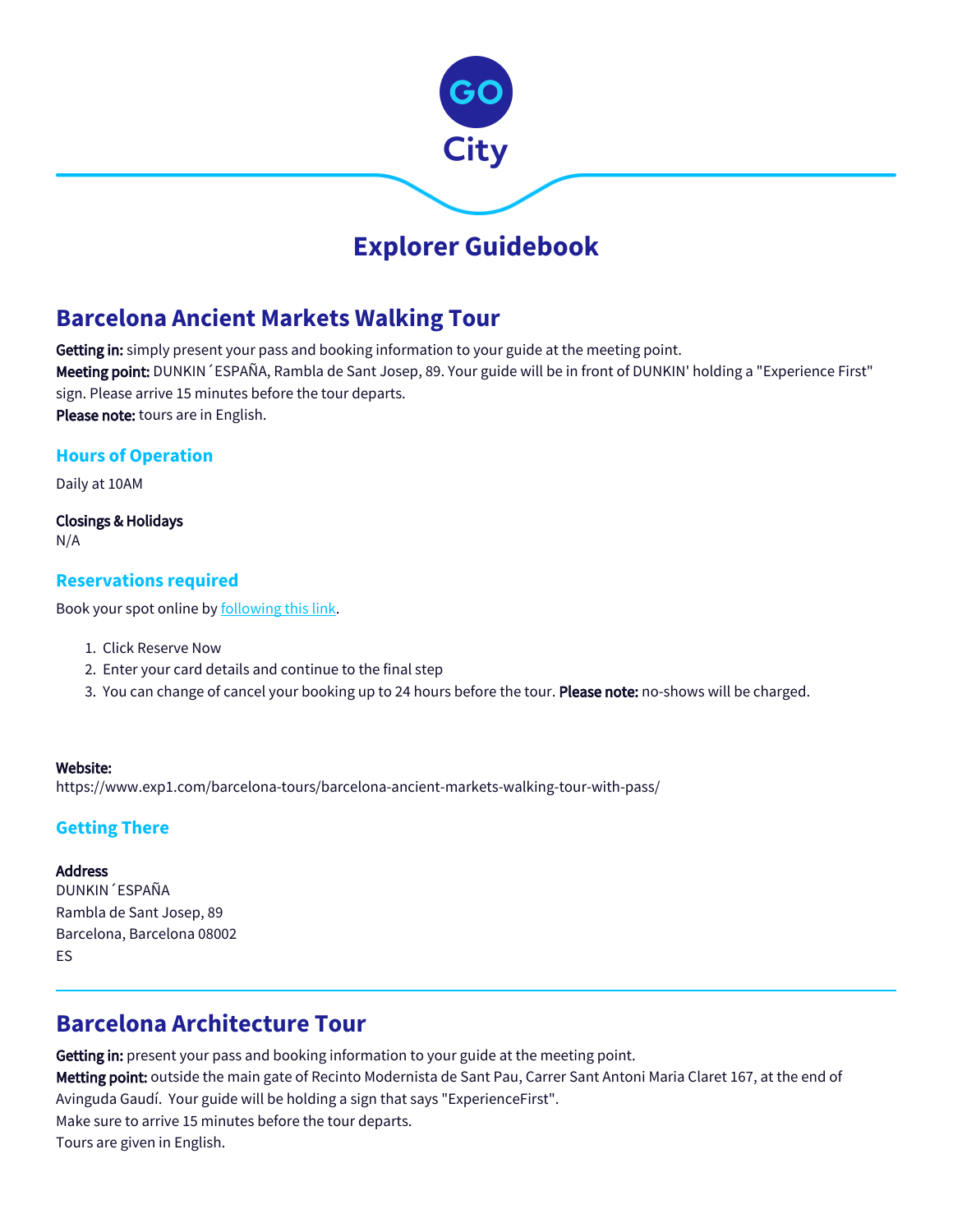GO City

# Explorer Guidebook

## Barcelona Ancient Markets Walking Tour

**Getting in:** simply present your pass and booking information to your guide at the meeting point.
**Meeting point:** DUNKIN ´ESPAÑA, Rambla de Sant Josep, 89. Your guide will be in front of DUNKIN' holding a "Experience First" sign. Please arrive 15 minutes before the tour departs.
**Please note:** tours are in English.

### Hours of Operation

Daily at 10AM

**Closings & Holidays**
N/A

### Reservations required

Book your spot online by following this link.

1. Click Reserve Now
2. Enter your card details and continue to the final step
3. You can change of cancel your booking up to 24 hours before the tour. **Please note:** no-shows will be charged.

**Website:**
https://www.exp1.com/barcelona-tours/barcelona-ancient-markets-walking-tour-with-pass/

### Getting There

**Address**
DUNKIN ´ESPAÑA
Rambla de Sant Josep, 89
Barcelona, Barcelona 08002
ES

## Barcelona Architecture Tour

**Getting in:** present your pass and booking information to your guide at the meeting point.
**Metting point:** outside the main gate of Recinto Modernista de Sant Pau, Carrer Sant Antoni Maria Claret 167, at the end of Avinguda Gaudí. Your guide will be holding a sign that says "ExperienceFirst".
Make sure to arrive 15 minutes before the tour departs.
Tours are given in English.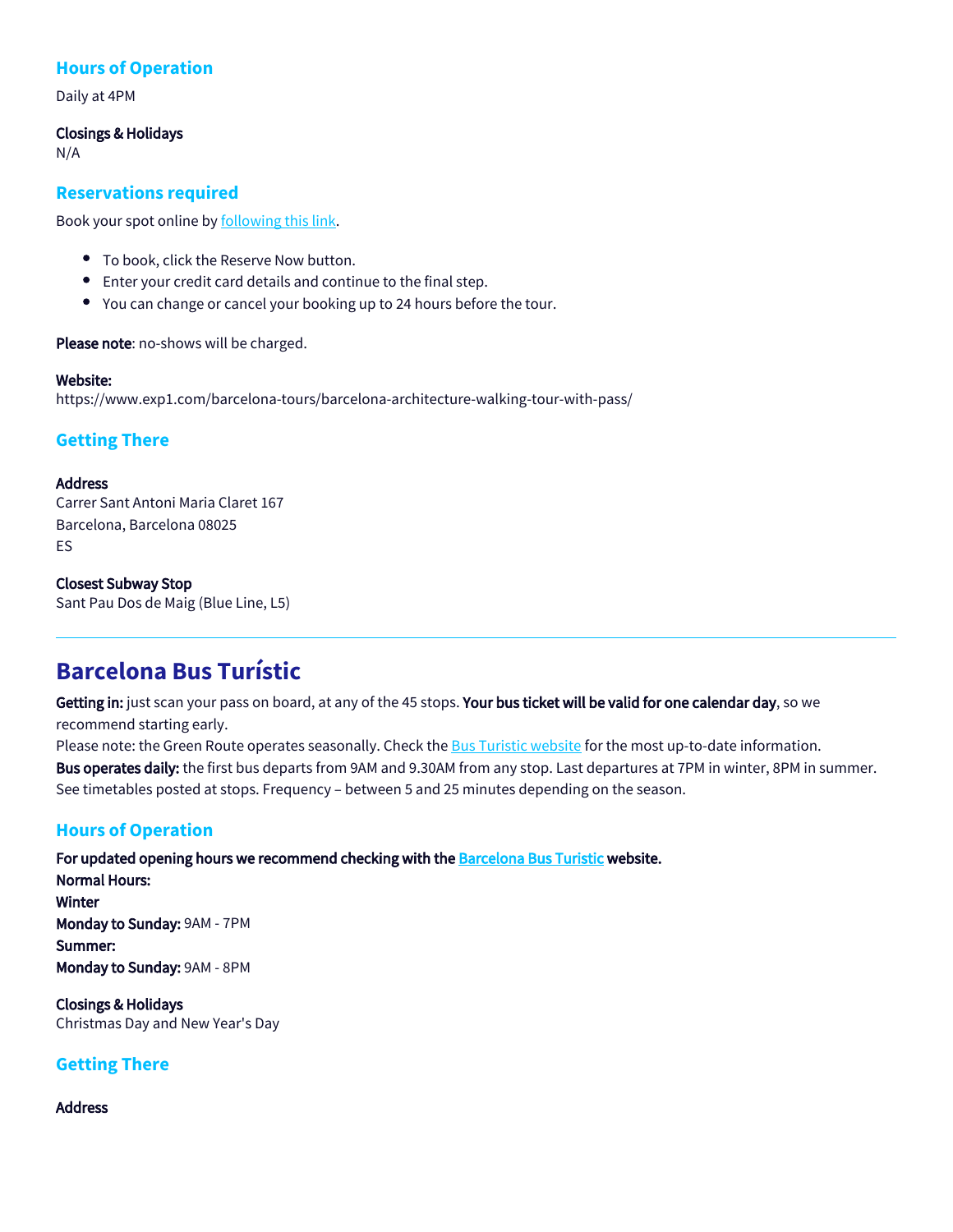### Hours of Operation

Daily at 4PM

**Closings & Holidays**
N/A

### Reservations required

Book your spot online by following this link.

- To book, click the Reserve Now button.
- Enter your credit card details and continue to the final step.
- You can change or cancel your booking up to 24 hours before the tour.

**Please note**: no-shows will be charged.

**Website:**
https://www.exp1.com/barcelona-tours/barcelona-architecture-walking-tour-with-pass/

### Getting There

**Address**
Carrer Sant Antoni Maria Claret 167
Barcelona, Barcelona 08025
ES

**Closest Subway Stop**
Sant Pau Dos de Maig (Blue Line, L5)

---

## Barcelona Bus Turístic

**Getting in:** just scan your pass on board, at any of the 45 stops. **Your bus ticket will be valid for one calendar day**, so we recommend starting early.
Please note: the Green Route operates seasonally. Check the Bus Turistic website for the most up-to-date information.
**Bus operates daily:** the first bus departs from 9AM and 9.30AM from any stop. Last departures at 7PM in winter, 8PM in summer. See timetables posted at stops. Frequency – between 5 and 25 minutes depending on the season.

### Hours of Operation

**For updated opening hours we recommend checking with the Barcelona Bus Turistic website.**
**Normal Hours:**
**Winter**
**Monday to Sunday:** 9AM - 7PM
**Summer:**
**Monday to Sunday:** 9AM - 8PM

**Closings & Holidays**
Christmas Day and New Year's Day

### Getting There

**Address**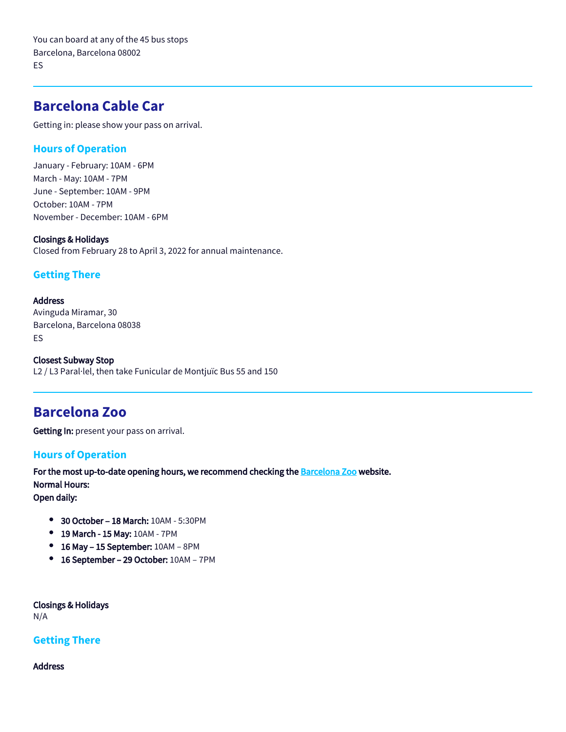You can board at any of the 45 bus stops
Barcelona, Barcelona 08002
ES

---

## Barcelona Cable Car

Getting in: please show your pass on arrival.

### Hours of Operation

January - February: 10AM - 6PM
March - May: 10AM - 7PM
June - September: 10AM - 9PM
October: 10AM - 7PM
November - December: 10AM - 6PM

**Closings & Holidays**
Closed from February 28 to April 3, 2022 for annual maintenance.

### Getting There

**Address**
Avinguda Miramar, 30
Barcelona, Barcelona 08038
ES

**Closest Subway Stop**
L2 / L3 Paral·lel, then take Funicular de Montjuïc Bus 55 and 150

---

## Barcelona Zoo

**Getting In:** present your pass on arrival.

### Hours of Operation

**For the most up-to-date opening hours, we recommend checking the [Barcelona Zoo] website.**
**Normal Hours:**
**Open daily:**

- **30 October – 18 March:** 10AM - 5:30PM
- **19 March - 15 May:** 10AM - 7PM
- **16 May – 15 September:** 10AM – 8PM
- **16 September – 29 October:** 10AM – 7PM

**Closings & Holidays**
N/A

### Getting There

**Address**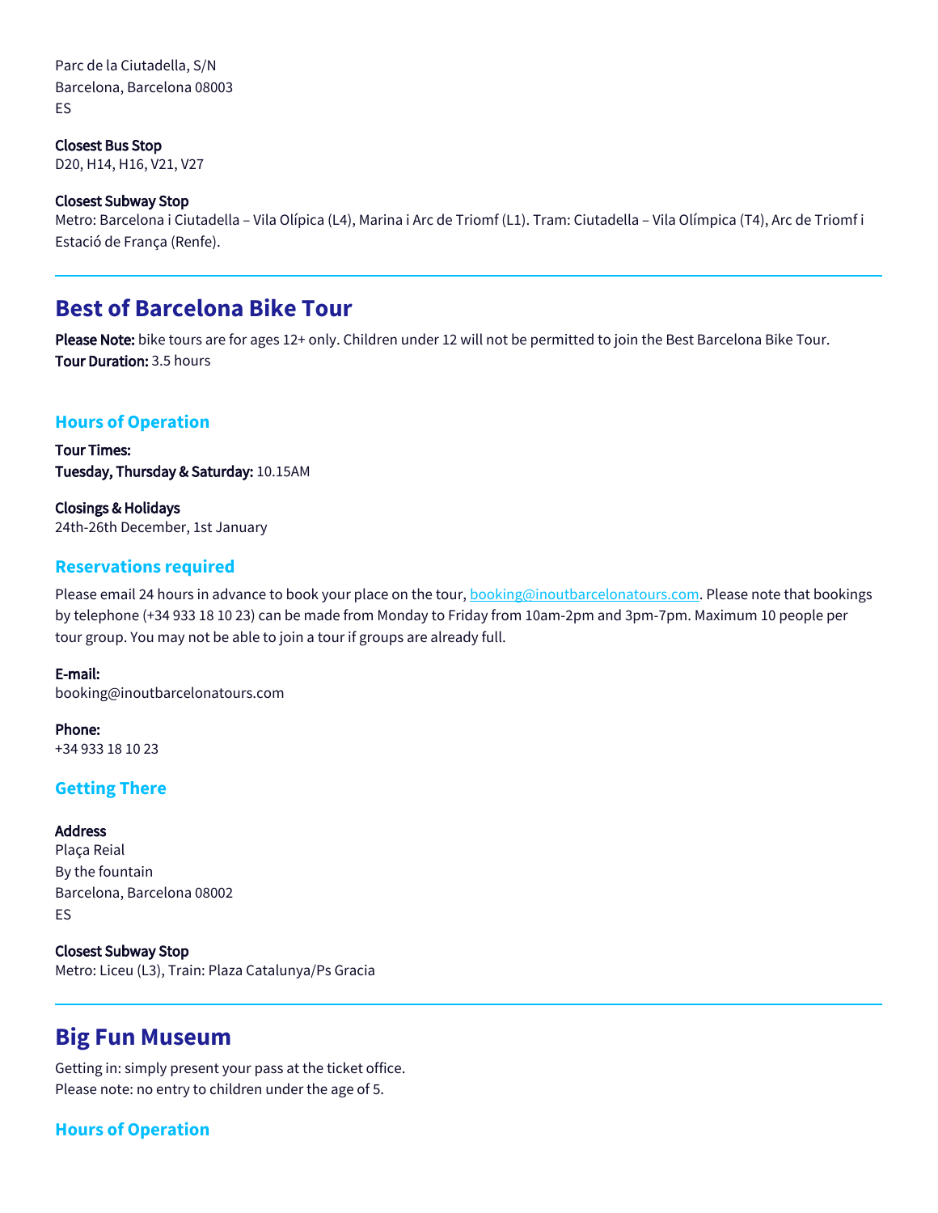Parc de la Ciutadella, S/N
Barcelona, Barcelona 08003
ES

**Closest Bus Stop**
D20, H14, H16, V21, V27

**Closest Subway Stop**
Metro: Barcelona i Ciutadella – Vila Olípica (L4), Marina i Arc de Triomf (L1). Tram: Ciutadella – Vila Olímpica (T4), Arc de Triomf i Estació de França (Renfe).

---

## Best of Barcelona Bike Tour

**Please Note:** bike tours are for ages 12+ only. Children under 12 will not be permitted to join the Best Barcelona Bike Tour.
**Tour Duration:** 3.5 hours

### Hours of Operation

**Tour Times:**
**Tuesday, Thursday & Saturday:** 10.15AM

**Closings & Holidays**
24th-26th December, 1st January

### Reservations required

Please email 24 hours in advance to book your place on the tour, booking@inoutbarcelonatours.com. Please note that bookings by telephone (+34 933 18 10 23) can be made from Monday to Friday from 10am-2pm and 3pm-7pm. Maximum 10 people per tour group. You may not be able to join a tour if groups are already full.

**E-mail:**
booking@inoutbarcelonatours.com

**Phone:**
+34 933 18 10 23

### Getting There

**Address**
Plaça Reial
By the fountain
Barcelona, Barcelona 08002
ES

**Closest Subway Stop**
Metro: Liceu (L3), Train: Plaza Catalunya/Ps Gracia

---

## Big Fun Museum

Getting in: simply present your pass at the ticket office.
Please note: no entry to children under the age of 5.

### Hours of Operation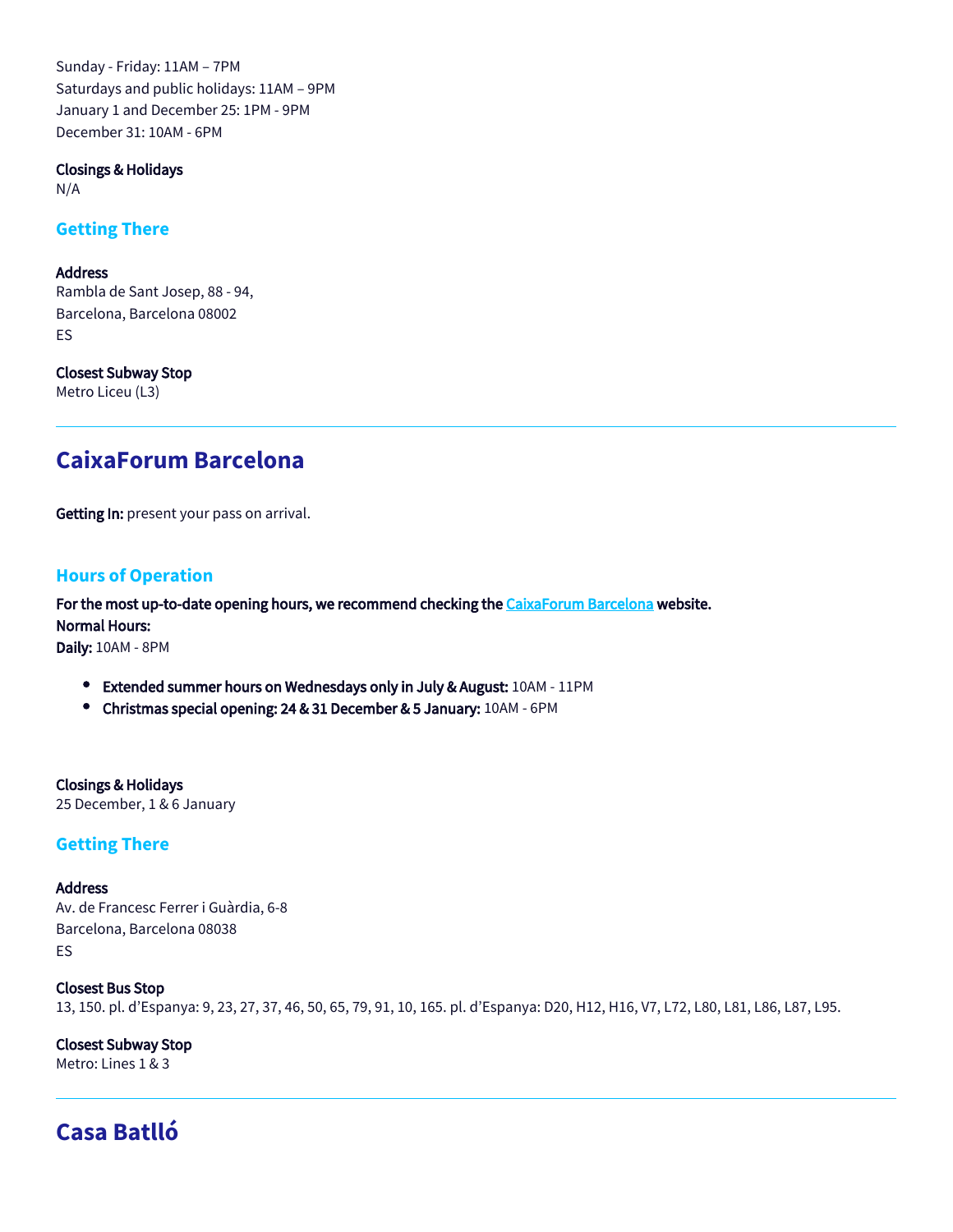Sunday - Friday: 11AM – 7PM
Saturdays and public holidays: 11AM – 9PM
January 1 and December 25: 1PM - 9PM
December 31: 10AM - 6PM

**Closings & Holidays**
N/A

### Getting There

**Address**
Rambla de Sant Josep, 88 - 94,
Barcelona, Barcelona 08002
ES

**Closest Subway Stop**
Metro Liceu (L3)

---

## CaixaForum Barcelona

**Getting In:** present your pass on arrival.

### Hours of Operation

**For the most up-to-date opening hours, we recommend checking the [CaixaForum Barcelona] website.**
**Normal Hours:**
**Daily:** 10AM - 8PM

- **Extended summer hours on Wednesdays only in July & August:** 10AM - 11PM
- **Christmas special opening: 24 & 31 December & 5 January:** 10AM - 6PM

**Closings & Holidays**
25 December, 1 & 6 January

### Getting There

**Address**
Av. de Francesc Ferrer i Guàrdia, 6-8
Barcelona, Barcelona 08038
ES

**Closest Bus Stop**
13, 150. pl. d'Espanya: 9, 23, 27, 37, 46, 50, 65, 79, 91, 10, 165. pl. d'Espanya: D20, H12, H16, V7, L72, L80, L81, L86, L87, L95.

**Closest Subway Stop**
Metro: Lines 1 & 3

---

## Casa Batlló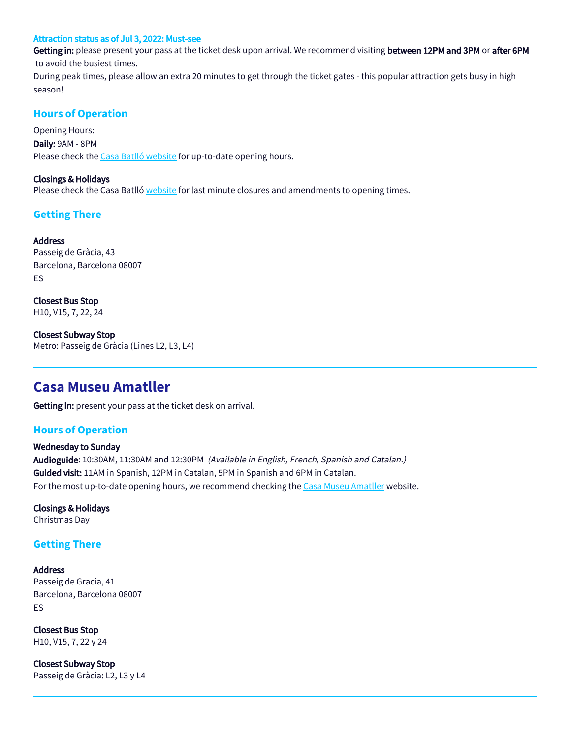**Attraction status as of Jul 3, 2022: Must-see**

**Getting in:** please present your pass at the ticket desk upon arrival. We recommend visiting **between 12PM and 3PM** or **after 6PM** to avoid the busiest times.

During peak times, please allow an extra 20 minutes to get through the ticket gates - this popular attraction gets busy in high season!

### Hours of Operation

Opening Hours:
**Daily:** 9AM - 8PM
Please check the Casa Batlló website for up-to-date opening hours.

**Closings & Holidays**
Please check the Casa Batlló website for last minute closures and amendments to opening times.

### Getting There

**Address**
Passeig de Gràcia, 43
Barcelona, Barcelona 08007
ES

**Closest Bus Stop**
H10, V15, 7, 22, 24

**Closest Subway Stop**
Metro: Passeig de Gràcia (Lines L2, L3, L4)

---

## Casa Museu Amatller

**Getting In:** present your pass at the ticket desk on arrival.

### Hours of Operation

**Wednesday to Sunday**
**Audioguide**: 10:30AM, 11:30AM and 12:30PM *(Available in English, French, Spanish and Catalan.)*
**Guided visit:** 11AM in Spanish, 12PM in Catalan, 5PM in Spanish and 6PM in Catalan.
For the most up-to-date opening hours, we recommend checking the Casa Museu Amatller website.

**Closings & Holidays**
Christmas Day

### Getting There

**Address**
Passeig de Gracia, 41
Barcelona, Barcelona 08007
ES

**Closest Bus Stop**
H10, V15, 7, 22 y 24

**Closest Subway Stop**
Passeig de Gràcia: L2, L3 y L4

---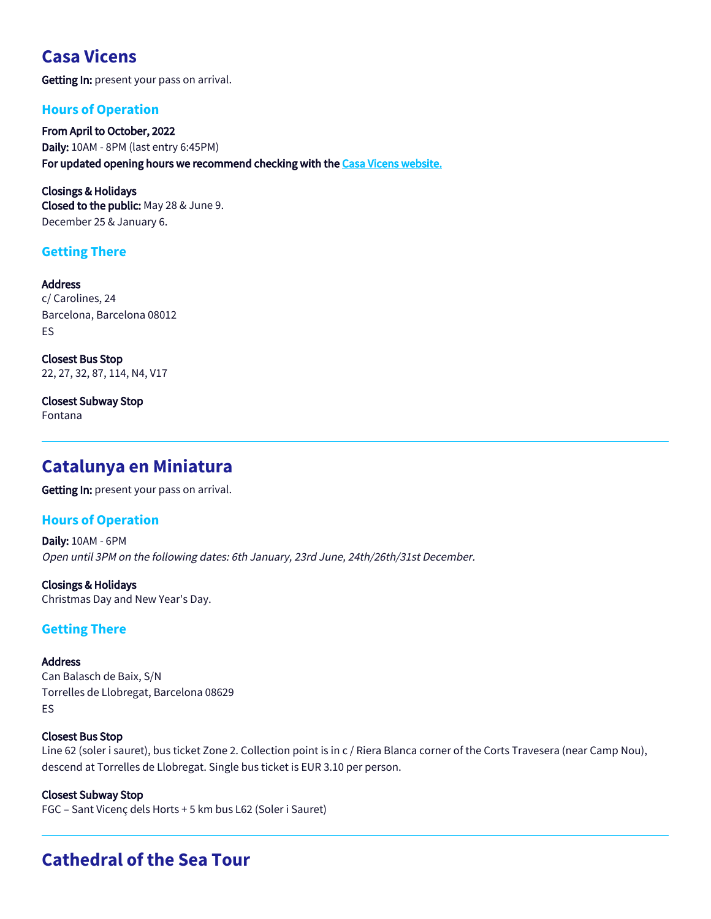## Casa Vicens

**Getting In:** present your pass on arrival.

### Hours of Operation

**From April to October, 2022**
**Daily:** 10AM - 8PM (last entry 6:45PM)
**For updated opening hours we recommend checking with the** [Casa Vicens website.]()

**Closings & Holidays**
**Closed to the public:** May 28 & June 9.
December 25 & January 6.

### Getting There

**Address**
c/ Carolines, 24
Barcelona, Barcelona 08012
ES

**Closest Bus Stop**
22, 27, 32, 87, 114, N4, V17

**Closest Subway Stop**
Fontana

---

## Catalunya en Miniatura

**Getting In:** present your pass on arrival.

### Hours of Operation

**Daily:** 10AM - 6PM
*Open until 3PM on the following dates: 6th January, 23rd June, 24th/26th/31st December.*

**Closings & Holidays**
Christmas Day and New Year's Day.

### Getting There

**Address**
Can Balasch de Baix, S/N
Torrelles de Llobregat, Barcelona 08629
ES

**Closest Bus Stop**
Line 62 (soler i sauret), bus ticket Zone 2. Collection point is in c / Riera Blanca corner of the Corts Travesera (near Camp Nou), descend at Torrelles de Llobregat. Single bus ticket is EUR 3.10 per person.

**Closest Subway Stop**
FGC – Sant Vicenç dels Horts + 5 km bus L62 (Soler i Sauret)

---

## Cathedral of the Sea Tour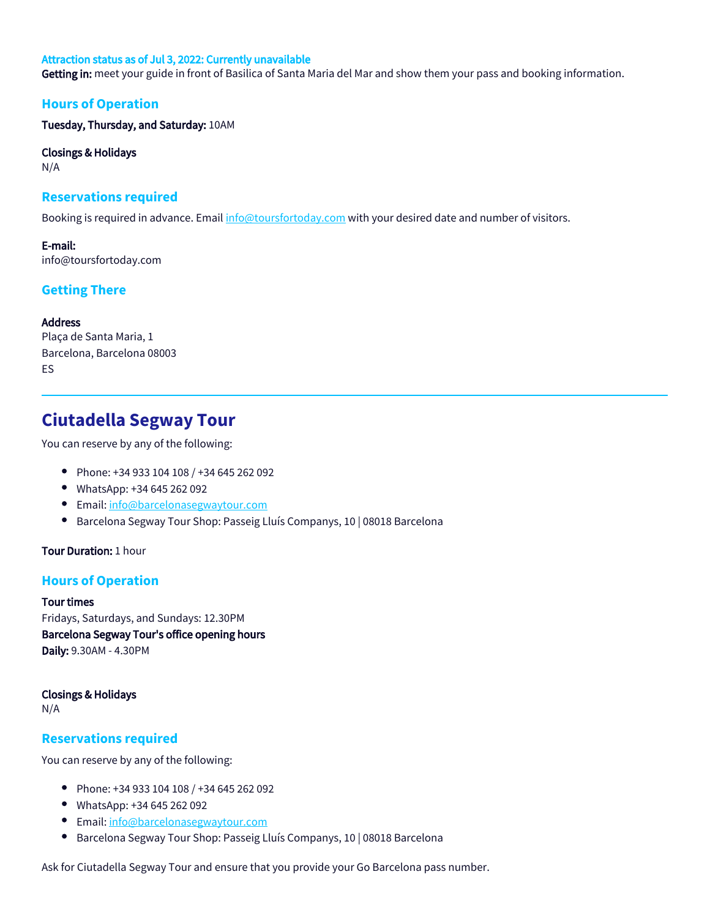**Attraction status as of Jul 3, 2022: Currently unavailable**

**Getting in:** meet your guide in front of Basilica of Santa Maria del Mar and show them your pass and booking information.

### Hours of Operation

**Tuesday, Thursday, and Saturday:** 10AM

**Closings & Holidays**
N/A

### Reservations required

Booking is required in advance. Email info@toursfortoday.com with your desired date and number of visitors.

**E-mail:**
info@toursfortoday.com

### Getting There

**Address**
Plaça de Santa Maria, 1
Barcelona, Barcelona 08003
ES

---

## Ciutadella Segway Tour

You can reserve by any of the following:

- Phone: +34 933 104 108 / +34 645 262 092
- WhatsApp: +34 645 262 092
- Email: info@barcelonasegwaytour.com
- Barcelona Segway Tour Shop: Passeig Lluís Companys, 10 | 08018 Barcelona

**Tour Duration:** 1 hour

### Hours of Operation

**Tour times**
Fridays, Saturdays, and Sundays: 12.30PM
**Barcelona Segway Tour's office opening hours**
**Daily:** 9.30AM - 4.30PM

**Closings & Holidays**
N/A

### Reservations required

You can reserve by any of the following:

- Phone: +34 933 104 108 / +34 645 262 092
- WhatsApp: +34 645 262 092
- Email: info@barcelonasegwaytour.com
- Barcelona Segway Tour Shop: Passeig Lluís Companys, 10 | 08018 Barcelona

Ask for Ciutadella Segway Tour and ensure that you provide your Go Barcelona pass number.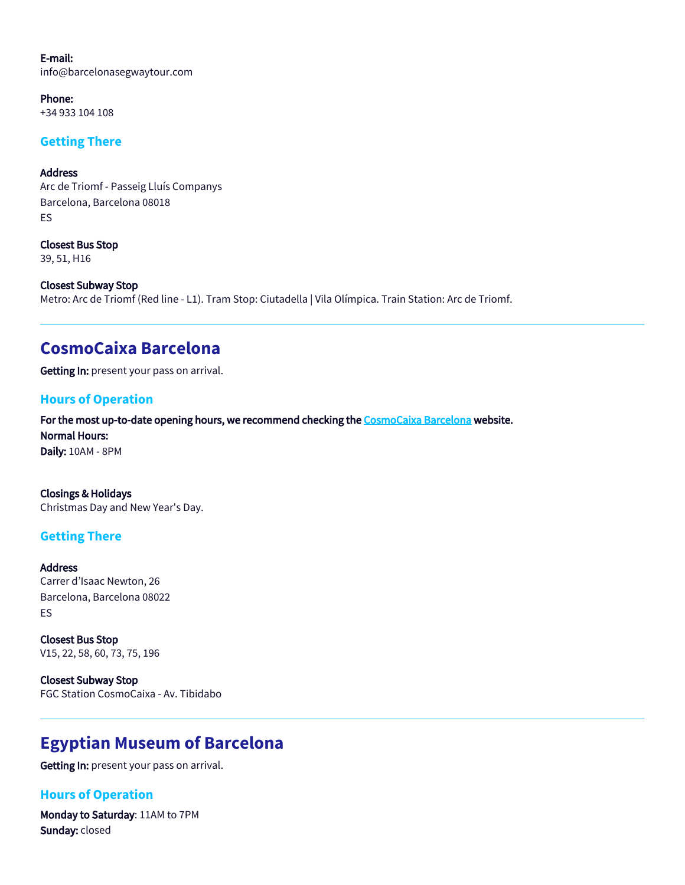**E-mail:**
info@barcelonasegwaytour.com

**Phone:**
+34 933 104 108

### Getting There

**Address**
Arc de Triomf - Passeig Lluís Companys
Barcelona, Barcelona 08018
ES

**Closest Bus Stop**
39, 51, H16

**Closest Subway Stop**
Metro: Arc de Triomf (Red line - L1). Tram Stop: Ciutadella | Vila Olímpica. Train Station: Arc de Triomf.

---

## CosmoCaixa Barcelona

**Getting In:** present your pass on arrival.

### Hours of Operation

**For the most up-to-date opening hours, we recommend checking the [CosmoCaixa Barcelona](#) website.**
**Normal Hours:**
**Daily:** 10AM - 8PM

**Closings & Holidays**
Christmas Day and New Year's Day.

### Getting There

**Address**
Carrer d'Isaac Newton, 26
Barcelona, Barcelona 08022
ES

**Closest Bus Stop**
V15, 22, 58, 60, 73, 75, 196

**Closest Subway Stop**
FGC Station CosmoCaixa - Av. Tibidabo

---

## Egyptian Museum of Barcelona

**Getting In:** present your pass on arrival.

### Hours of Operation

**Monday to Saturday**: 11AM to 7PM
**Sunday:** closed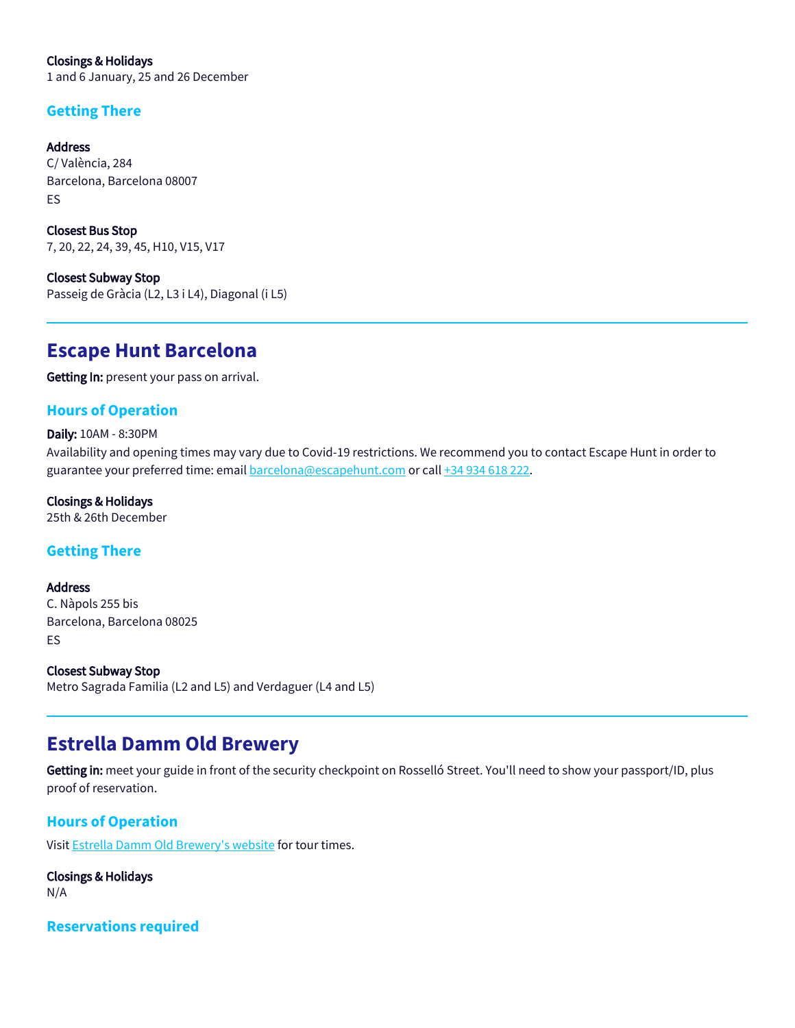**Closings & Holidays**
1 and 6 January, 25 and 26 December

### Getting There

**Address**
C/ València, 284
Barcelona, Barcelona 08007
ES

**Closest Bus Stop**
7, 20, 22, 24, 39, 45, H10, V15, V17

**Closest Subway Stop**
Passeig de Gràcia (L2, L3 i L4), Diagonal (i L5)

---

## Escape Hunt Barcelona

**Getting In:** present your pass on arrival.

### Hours of Operation

**Daily:** 10AM - 8:30PM
Availability and opening times may vary due to Covid-19 restrictions. We recommend you to contact Escape Hunt in order to guarantee your preferred time: email barcelona@escapehunt.com or call +34 934 618 222.

**Closings & Holidays**
25th & 26th December

### Getting There

**Address**
C. Nàpols 255 bis
Barcelona, Barcelona 08025
ES

**Closest Subway Stop**
Metro Sagrada Familia (L2 and L5) and Verdaguer (L4 and L5)

---

## Estrella Damm Old Brewery

**Getting in:** meet your guide in front of the security checkpoint on Rosselló Street. You'll need to show your passport/ID, plus proof of reservation.

### Hours of Operation

Visit Estrella Damm Old Brewery's website for tour times.

**Closings & Holidays**
N/A

### Reservations required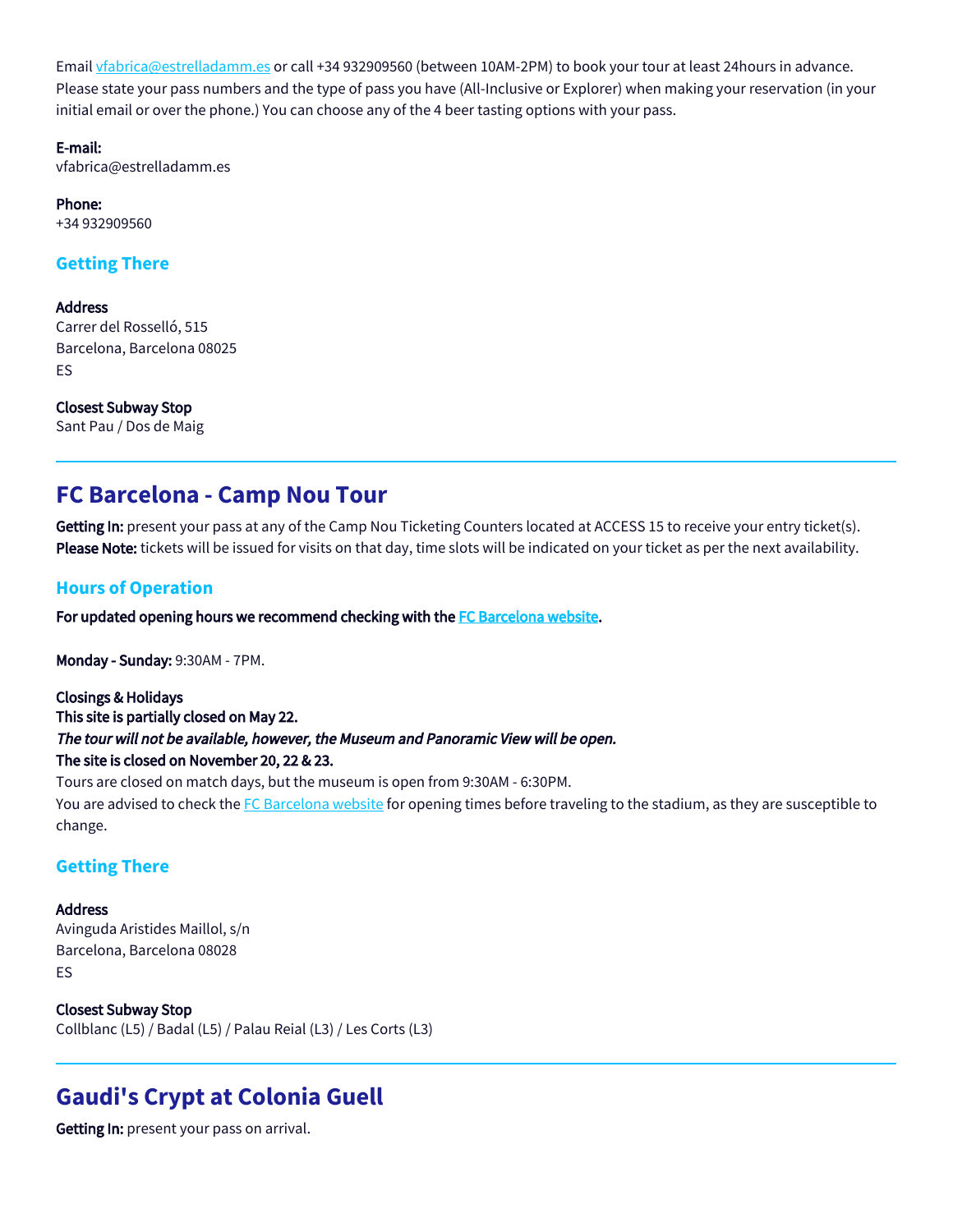Email [vfabrica@estrelladamm.es](mailto:vfabrica@estrelladamm.es) or call +34 932909560 (between 10AM-2PM) to book your tour at least 24hours in advance. Please state your pass numbers and the type of pass you have (All-Inclusive or Explorer) when making your reservation (in your initial email or over the phone.) You can choose any of the 4 beer tasting options with your pass.

**E-mail:**
vfabrica@estrelladamm.es

**Phone:**
+34 932909560

### Getting There

**Address**
Carrer del Rosselló, 515
Barcelona, Barcelona 08025
ES

**Closest Subway Stop**
Sant Pau / Dos de Maig

---

## FC Barcelona - Camp Nou Tour

**Getting In:** present your pass at any of the Camp Nou Ticketing Counters located at ACCESS 15 to receive your entry ticket(s).
**Please Note:** tickets will be issued for visits on that day, time slots will be indicated on your ticket as per the next availability.

### Hours of Operation

**For updated opening hours we recommend checking with the [FC Barcelona website](#).**

**Monday - Sunday:** 9:30AM - 7PM.

**Closings & Holidays**
**This site is partially closed on May 22.**
***The tour will not be available, however, the Museum and Panoramic View will be open.***
**The site is closed on November 20, 22 & 23.**
Tours are closed on match days, but the museum is open from 9:30AM - 6:30PM.
You are advised to check the [FC Barcelona website](#) for opening times before traveling to the stadium, as they are susceptible to change.

### Getting There

**Address**
Avinguda Aristides Maillol, s/n
Barcelona, Barcelona 08028
ES

**Closest Subway Stop**
Collblanc (L5) / Badal (L5) / Palau Reial (L3) / Les Corts (L3)

---

## Gaudi's Crypt at Colonia Guell

**Getting In:** present your pass on arrival.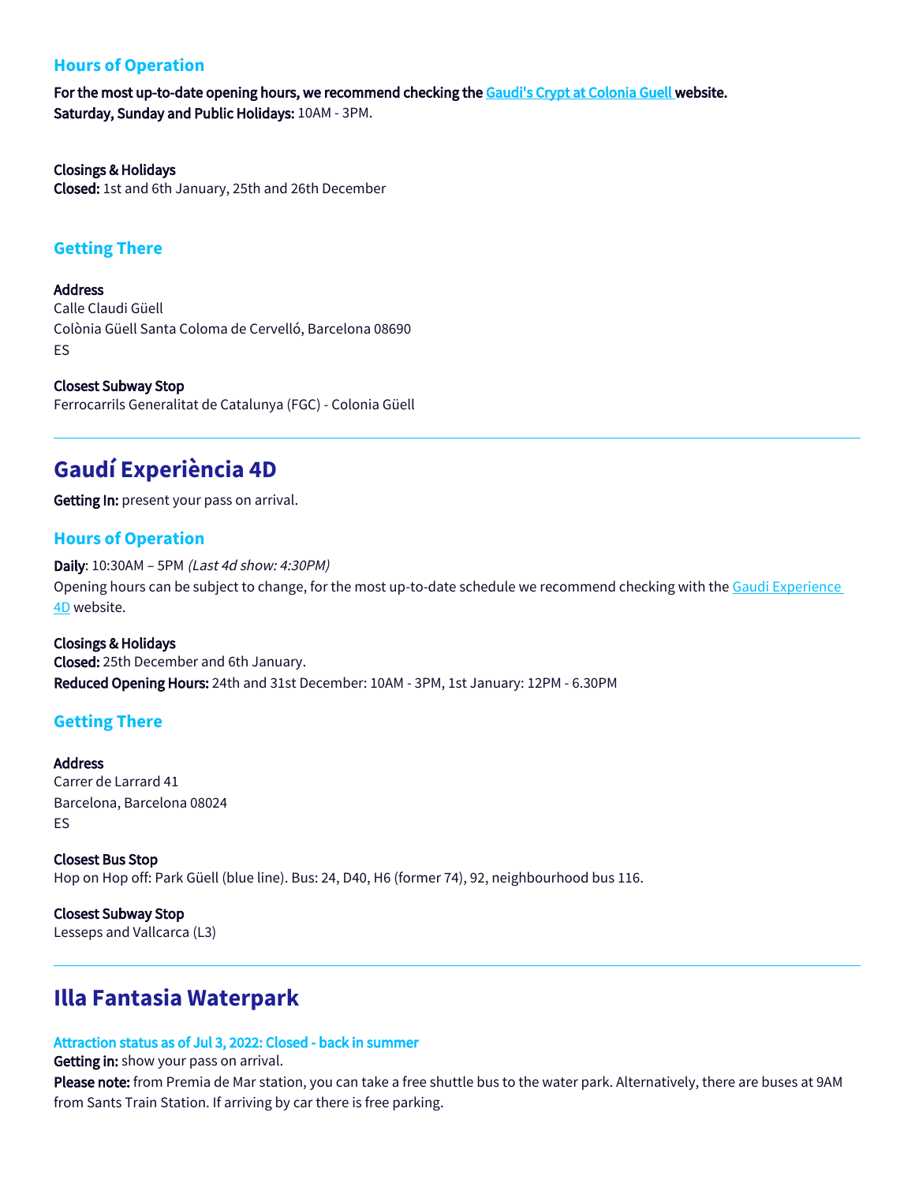### Hours of Operation

**For the most up-to-date opening hours, we recommend checking the [Gaudi's Crypt at Colonia Guell](#) website.**
**Saturday, Sunday and Public Holidays:** 10AM - 3PM.

**Closings & Holidays**
**Closed:** 1st and 6th January, 25th and 26th December

### Getting There

**Address**
Calle Claudi Güell
Colònia Güell Santa Coloma de Cervelló, Barcelona 08690
ES

**Closest Subway Stop**
Ferrocarrils Generalitat de Catalunya (FGC) - Colonia Güell

---

## Gaudí Experiència 4D

**Getting In:** present your pass on arrival.

### Hours of Operation

**Daily**: 10:30AM – 5PM *(Last 4d show: 4:30PM)*
Opening hours can be subject to change, for the most up-to-date schedule we recommend checking with the [Gaudi Experience 4D](#) website.

**Closings & Holidays**
**Closed:** 25th December and 6th January.
**Reduced Opening Hours:** 24th and 31st December: 10AM - 3PM, 1st January: 12PM - 6.30PM

### Getting There

**Address**
Carrer de Larrard 41
Barcelona, Barcelona 08024
ES

**Closest Bus Stop**
Hop on Hop off: Park Güell (blue line). Bus: 24, D40, H6 (former 74), 92, neighbourhood bus 116.

**Closest Subway Stop**
Lesseps and Vallcarca (L3)

---

## Illa Fantasia Waterpark

**Attraction status as of Jul 3, 2022: Closed - back in summer**
**Getting in:** show your pass on arrival.
**Please note:** from Premia de Mar station, you can take a free shuttle bus to the water park. Alternatively, there are buses at 9AM from Sants Train Station. If arriving by car there is free parking.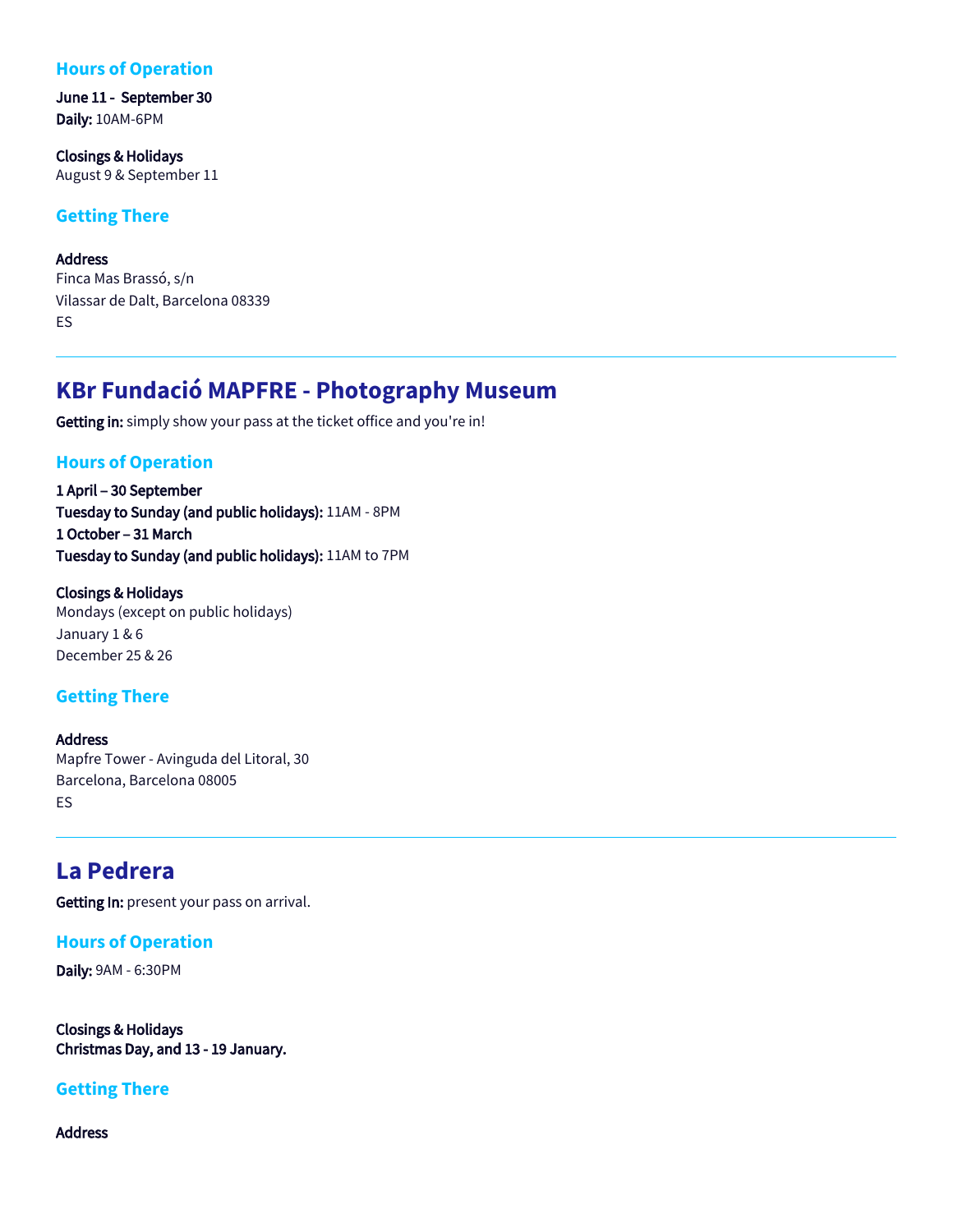### Hours of Operation

**June 11 - September 30**
**Daily:** 10AM-6PM

**Closings & Holidays**
August 9 & September 11

### Getting There

**Address**
Finca Mas Brassó, s/n
Vilassar de Dalt, Barcelona 08339
ES

---

## KBr Fundació MAPFRE - Photography Museum

**Getting in:** simply show your pass at the ticket office and you're in!

### Hours of Operation

**1 April – 30 September**
**Tuesday to Sunday (and public holidays):** 11AM - 8PM
**1 October – 31 March**
**Tuesday to Sunday (and public holidays):** 11AM to 7PM

**Closings & Holidays**
Mondays (except on public holidays)
January 1 & 6
December 25 & 26

### Getting There

**Address**
Mapfre Tower - Avinguda del Litoral, 30
Barcelona, Barcelona 08005
ES

---

## La Pedrera

**Getting In:** present your pass on arrival.

### Hours of Operation

**Daily:** 9AM - 6:30PM

**Closings & Holidays**
**Christmas Day, and 13 - 19 January.**

### Getting There

**Address**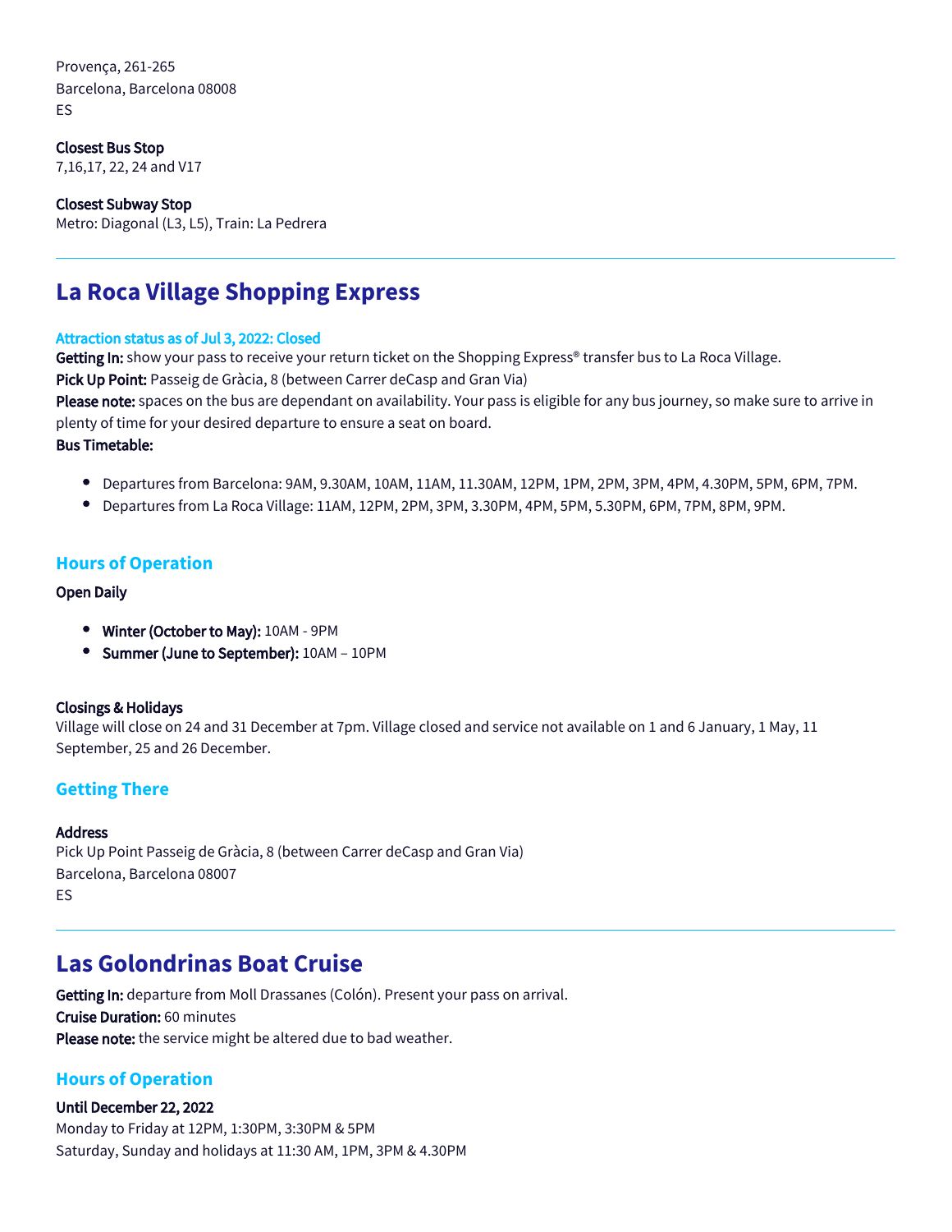Provença, 261-265
Barcelona, Barcelona 08008
ES

**Closest Bus Stop**
7,16,17, 22, 24 and V17

**Closest Subway Stop**
Metro: Diagonal (L3, L5), Train: La Pedrera

---

## La Roca Village Shopping Express

**Attraction status as of Jul 3, 2022: Closed**
**Getting In:** show your pass to receive your return ticket on the Shopping Express® transfer bus to La Roca Village.
**Pick Up Point:** Passeig de Gràcia, 8 (between Carrer deCasp and Gran Via)
**Please note:** spaces on the bus are dependant on availability. Your pass is eligible for any bus journey, so make sure to arrive in plenty of time for your desired departure to ensure a seat on board.
**Bus Timetable:**

- Departures from Barcelona: 9AM, 9.30AM, 10AM, 11AM, 11.30AM, 12PM, 1PM, 2PM, 3PM, 4PM, 4.30PM, 5PM, 6PM, 7PM.
- Departures from La Roca Village: 11AM, 12PM, 2PM, 3PM, 3.30PM, 4PM, 5PM, 5.30PM, 6PM, 7PM, 8PM, 9PM.

### Hours of Operation

**Open Daily**

- **Winter (October to May):** 10AM - 9PM
- **Summer (June to September):** 10AM – 10PM

**Closings & Holidays**
Village will close on 24 and 31 December at 7pm. Village closed and service not available on 1 and 6 January, 1 May, 11 September, 25 and 26 December.

### Getting There

**Address**
Pick Up Point Passeig de Gràcia, 8 (between Carrer deCasp and Gran Via)
Barcelona, Barcelona 08007
ES

---

## Las Golondrinas Boat Cruise

**Getting In:** departure from Moll Drassanes (Colón). Present your pass on arrival.
**Cruise Duration:** 60 minutes
**Please note:** the service might be altered due to bad weather.

### Hours of Operation

**Until December 22, 2022**
Monday to Friday at 12PM, 1:30PM, 3:30PM & 5PM
Saturday, Sunday and holidays at 11:30 AM, 1PM, 3PM & 4.30PM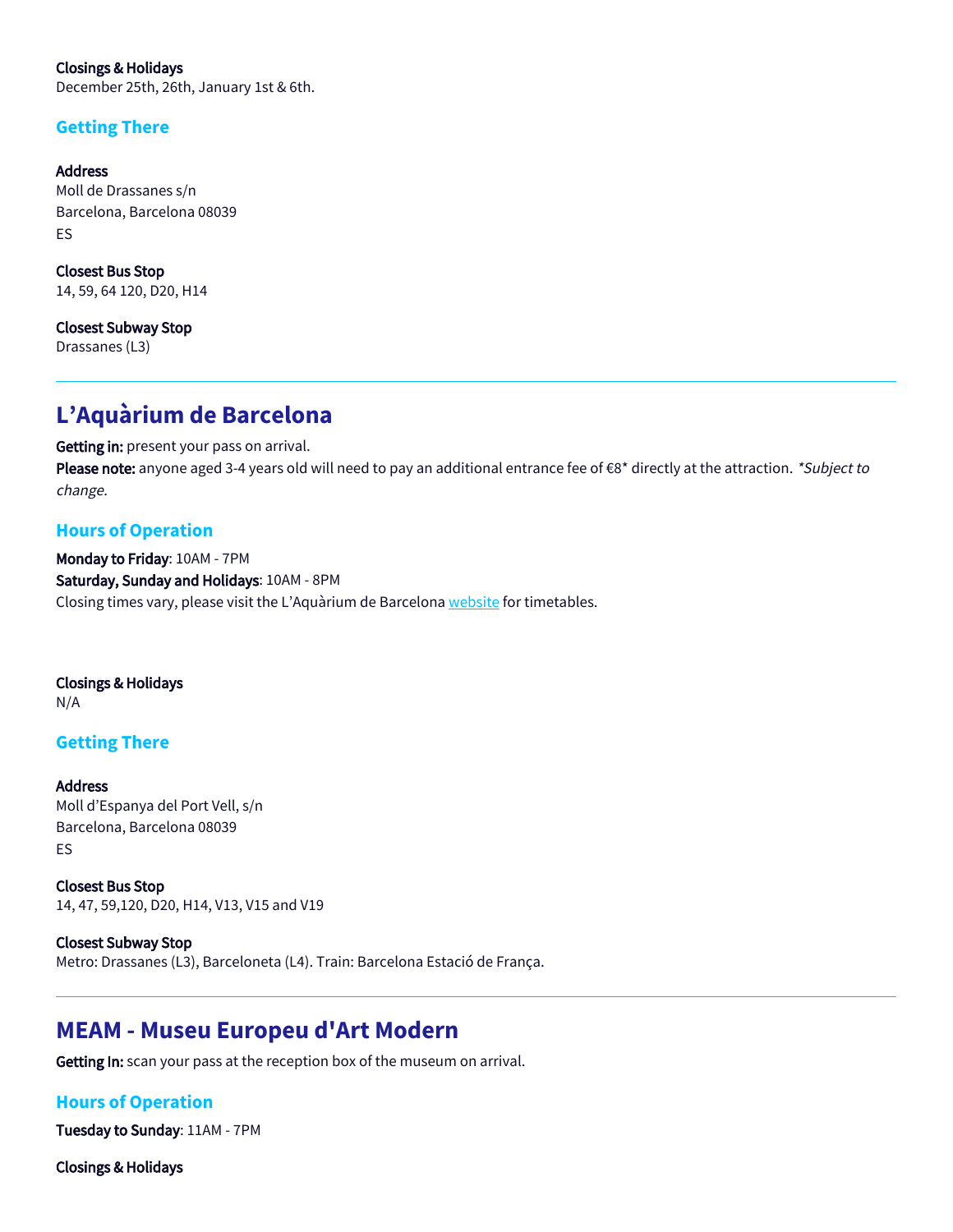**Closings & Holidays**
December 25th, 26th, January 1st & 6th.

### Getting There

**Address**
Moll de Drassanes s/n
Barcelona, Barcelona 08039
ES

**Closest Bus Stop**
14, 59, 64 120, D20, H14

**Closest Subway Stop**
Drassanes (L3)

---

## L'Aquàrium de Barcelona

**Getting in:** present your pass on arrival.
**Please note:** anyone aged 3-4 years old will need to pay an additional entrance fee of €8* directly at the attraction. *\*Subject to change.*

### Hours of Operation

**Monday to Friday**: 10AM - 7PM
**Saturday, Sunday and Holidays**: 10AM - 8PM
Closing times vary, please visit the L'Aquàrium de Barcelona website for timetables.

**Closings & Holidays**
N/A

### Getting There

**Address**
Moll d'Espanya del Port Vell, s/n
Barcelona, Barcelona 08039
ES

**Closest Bus Stop**
14, 47, 59,120, D20, H14, V13, V15 and V19

**Closest Subway Stop**
Metro: Drassanes (L3), Barceloneta (L4). Train: Barcelona Estació de França.

---

## MEAM - Museu Europeu d'Art Modern

**Getting In:** scan your pass at the reception box of the museum on arrival.

### Hours of Operation

**Tuesday to Sunday**: 11AM - 7PM

**Closings & Holidays**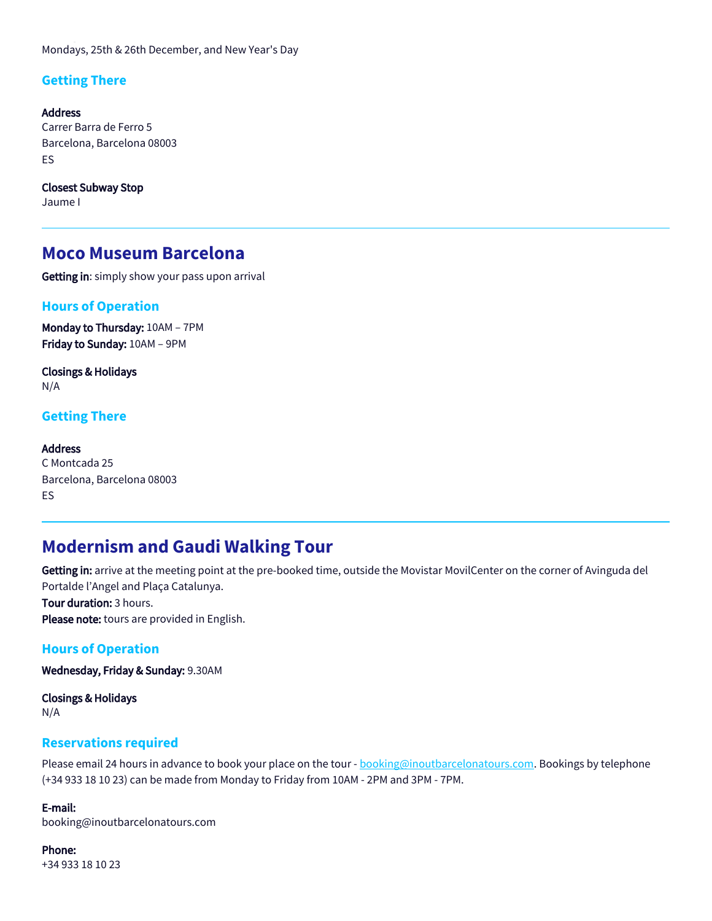Mondays, 25th & 26th December, and New Year's Day

### Getting There

**Address**
Carrer Barra de Ferro 5
Barcelona, Barcelona 08003
ES

**Closest Subway Stop**
Jaume I

---

## Moco Museum Barcelona

**Getting in**: simply show your pass upon arrival

### Hours of Operation

**Monday to Thursday:** 10AM – 7PM
**Friday to Sunday:** 10AM – 9PM

**Closings & Holidays**
N/A

### Getting There

**Address**
C Montcada 25
Barcelona, Barcelona 08003
ES

---

## Modernism and Gaudi Walking Tour

**Getting in:** arrive at the meeting point at the pre-booked time, outside the Movistar MovilCenter on the corner of Avinguda del Portalde l'Angel and Plaça Catalunya.
**Tour duration:** 3 hours.
**Please note:** tours are provided in English.

### Hours of Operation

**Wednesday, Friday & Sunday:** 9.30AM

**Closings & Holidays**
N/A

### Reservations required

Please email 24 hours in advance to book your place on the tour - booking@inoutbarcelonatours.com. Bookings by telephone (+34 933 18 10 23) can be made from Monday to Friday from 10AM - 2PM and 3PM - 7PM.

**E-mail:**
booking@inoutbarcelonatours.com

**Phone:**
+34 933 18 10 23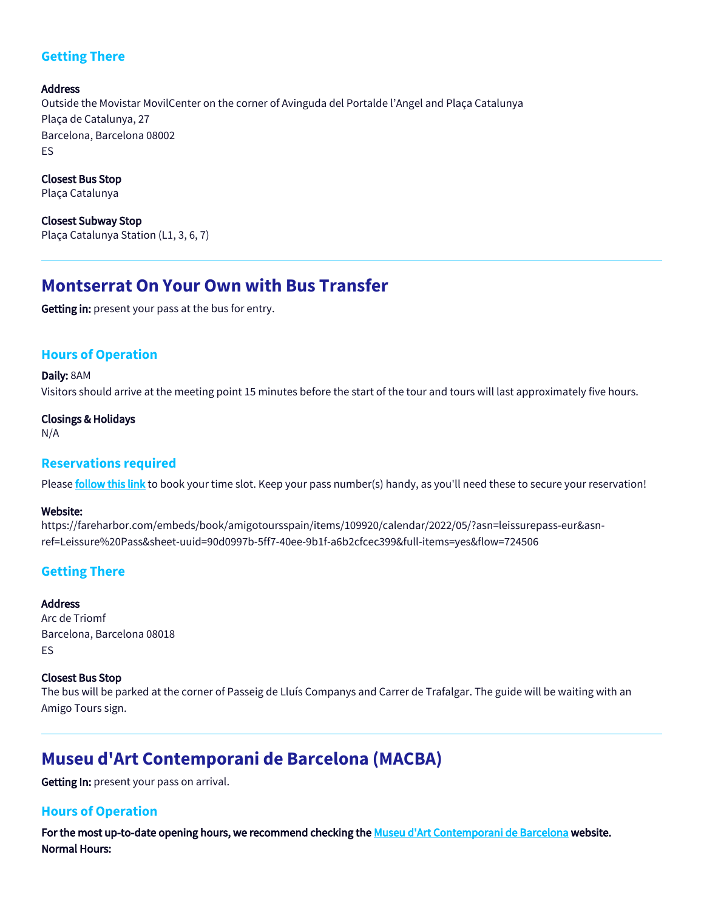### Getting There

**Address**
Outside the Movistar MovilCenter on the corner of Avinguda del Portalde l'Angel and Plaça Catalunya
Plaça de Catalunya, 27
Barcelona, Barcelona 08002
ES

**Closest Bus Stop**
Plaça Catalunya

**Closest Subway Stop**
Plaça Catalunya Station (L1, 3, 6, 7)

---

## Montserrat On Your Own with Bus Transfer

**Getting in:** present your pass at the bus for entry.

### Hours of Operation

**Daily:** 8AM
Visitors should arrive at the meeting point 15 minutes before the start of the tour and tours will last approximately five hours.

**Closings & Holidays**
N/A

### Reservations required

Please **follow this link** to book your time slot. Keep your pass number(s) handy, as you'll need these to secure your reservation!

**Website:**
https://fareharbor.com/embeds/book/amigotoursspain/items/109920/calendar/2022/05/?asn=leissurepass-eur&asn-ref=Leissure%20Pass&sheet-uuid=90d0997b-5ff7-40ee-9b1f-a6b2cfcec399&full-items=yes&flow=724506

### Getting There

**Address**
Arc de Triomf
Barcelona, Barcelona 08018
ES

**Closest Bus Stop**
The bus will be parked at the corner of Passeig de Lluís Companys and Carrer de Trafalgar. The guide will be waiting with an Amigo Tours sign.

---

## Museu d'Art Contemporani de Barcelona (MACBA)

**Getting In:** present your pass on arrival.

### Hours of Operation

**For the most up-to-date opening hours, we recommend checking the Museu d'Art Contemporani de Barcelona website.**
**Normal Hours:**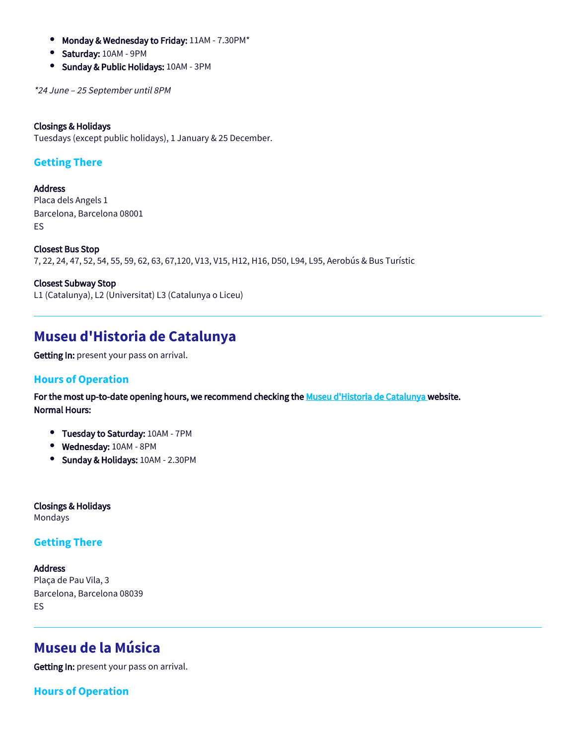- **Monday & Wednesday to Friday:** 11AM - 7.30PM*
- **Saturday:** 10AM - 9PM
- **Sunday & Public Holidays:** 10AM - 3PM

*\*24 June – 25 September until 8PM*

**Closings & Holidays**
Tuesdays (except public holidays), 1 January & 25 December.

### Getting There

**Address**
Placa dels Angels 1
Barcelona, Barcelona 08001
ES

**Closest Bus Stop**
7, 22, 24, 47, 52, 54, 55, 59, 62, 63, 67,120, V13, V15, H12, H16, D50, L94, L95, Aerobús & Bus Turístic

**Closest Subway Stop**
L1 (Catalunya), L2 (Universitat) L3 (Catalunya o Liceu)

---

## Museu d'Historia de Catalunya

**Getting In:** present your pass on arrival.

### Hours of Operation

**For the most up-to-date opening hours, we recommend checking the Museu d'Historia de Catalunya website.**
**Normal Hours:**

- **Tuesday to Saturday:** 10AM - 7PM
- **Wednesday:** 10AM - 8PM
- **Sunday & Holidays:** 10AM - 2.30PM

**Closings & Holidays**
Mondays

### Getting There

**Address**
Plaça de Pau Vila, 3
Barcelona, Barcelona 08039
ES

---

## Museu de la Música

**Getting In:** present your pass on arrival.

### Hours of Operation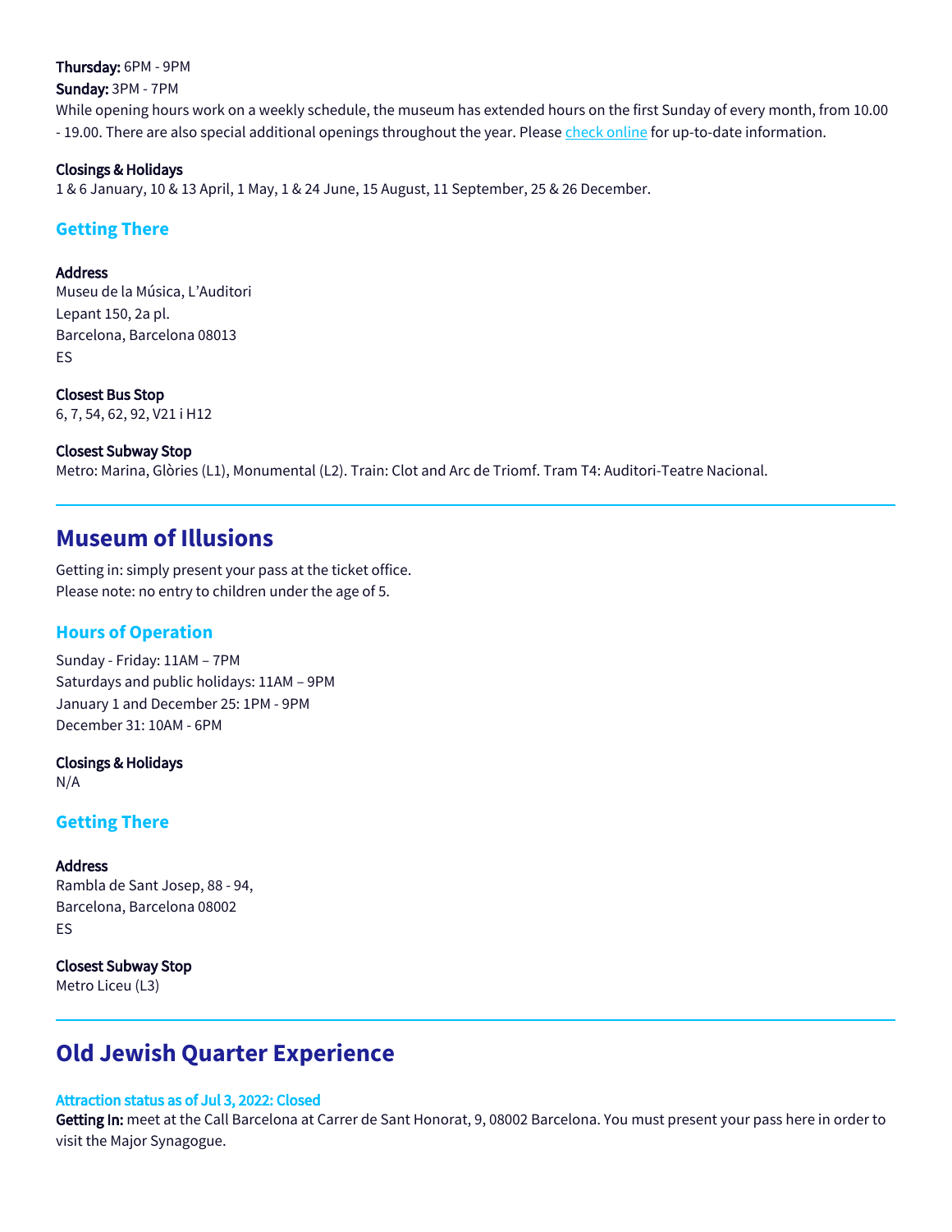**Thursday:** 6PM - 9PM

**Sunday:** 3PM - 7PM

While opening hours work on a weekly schedule, the museum has extended hours on the first Sunday of every month, from 10.00 - 19.00. There are also special additional openings throughout the year. Please [check online] for up-to-date information.

**Closings & Holidays**

1 & 6 January, 10 & 13 April, 1 May, 1 & 24 June, 15 August, 11 September, 25 & 26 December.

### Getting There

**Address**

Museu de la Música, L'Auditori
Lepant 150, 2a pl.
Barcelona, Barcelona 08013
ES

**Closest Bus Stop**

6, 7, 54, 62, 92, V21 i H12

**Closest Subway Stop**

Metro: Marina, Glòries (L1), Monumental (L2). Train: Clot and Arc de Triomf. Tram T4: Auditori-Teatre Nacional.

---

## Museum of Illusions

Getting in: simply present your pass at the ticket office.
Please note: no entry to children under the age of 5.

### Hours of Operation

Sunday - Friday: 11AM – 7PM
Saturdays and public holidays: 11AM – 9PM
January 1 and December 25: 1PM - 9PM
December 31: 10AM - 6PM

**Closings & Holidays**

N/A

### Getting There

**Address**

Rambla de Sant Josep, 88 - 94,
Barcelona, Barcelona 08002
ES

**Closest Subway Stop**

Metro Liceu (L3)

---

## Old Jewish Quarter Experience

**Attraction status as of Jul 3, 2022: Closed**

**Getting In:** meet at the Call Barcelona at Carrer de Sant Honorat, 9, 08002 Barcelona. You must present your pass here in order to visit the Major Synagogue.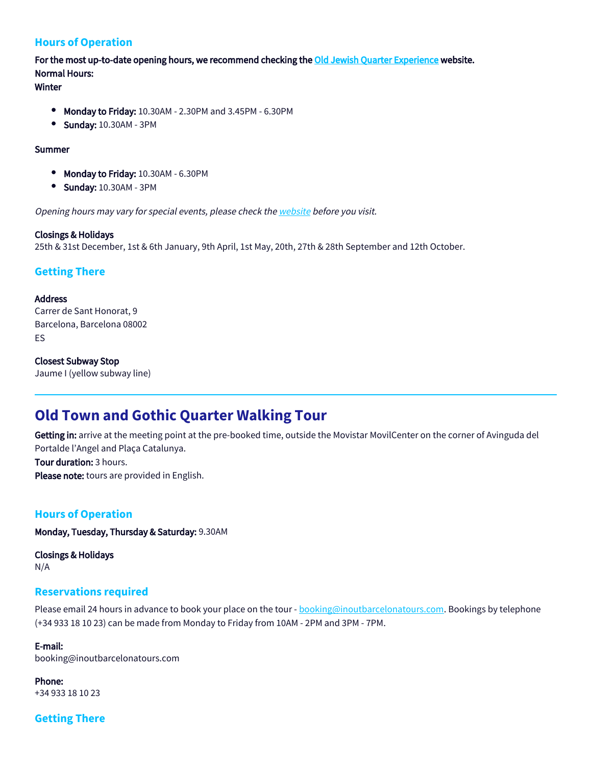### Hours of Operation

**For the most up-to-date opening hours, we recommend checking the Old Jewish Quarter Experience website.**
**Normal Hours:**
**Winter**

- **Monday to Friday:** 10.30AM - 2.30PM and 3.45PM - 6.30PM
- **Sunday:** 10.30AM - 3PM

**Summer**

- **Monday to Friday:** 10.30AM - 6.30PM
- **Sunday:** 10.30AM - 3PM

*Opening hours may vary for special events, please check the website before you visit.*

**Closings & Holidays**
25th & 31st December, 1st & 6th January, 9th April, 1st May, 20th, 27th & 28th September and 12th October.

### Getting There

**Address**
Carrer de Sant Honorat, 9
Barcelona, Barcelona 08002
ES

**Closest Subway Stop**
Jaume I (yellow subway line)

---

## Old Town and Gothic Quarter Walking Tour

**Getting in:** arrive at the meeting point at the pre-booked time, outside the Movistar MovilCenter on the corner of Avinguda del Portalde l'Angel and Plaça Catalunya.
**Tour duration:** 3 hours.
**Please note:** tours are provided in English.

### Hours of Operation

**Monday, Tuesday, Thursday & Saturday:** 9.30AM

**Closings & Holidays**
N/A

### Reservations required

Please email 24 hours in advance to book your place on the tour - booking@inoutbarcelonatours.com. Bookings by telephone (+34 933 18 10 23) can be made from Monday to Friday from 10AM - 2PM and 3PM - 7PM.

**E-mail:**
booking@inoutbarcelonatours.com

**Phone:**
+34 933 18 10 23

### Getting There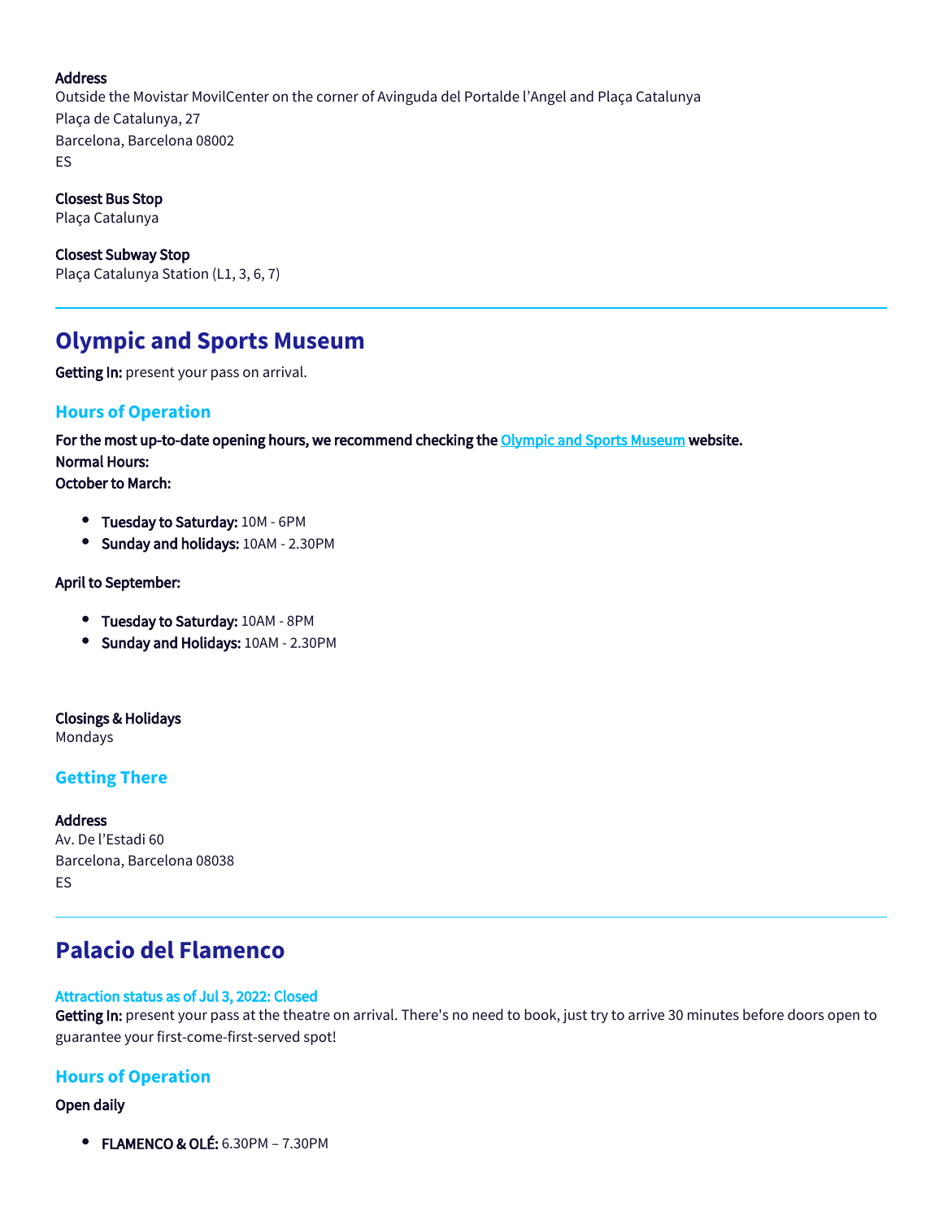**Address**
Outside the Movistar MovilCenter on the corner of Avinguda del Portalde l'Angel and Plaça Catalunya
Plaça de Catalunya, 27
Barcelona, Barcelona 08002
ES

**Closest Bus Stop**
Plaça Catalunya

**Closest Subway Stop**
Plaça Catalunya Station (L1, 3, 6, 7)

---

## Olympic and Sports Museum

**Getting In:** present your pass on arrival.

### Hours of Operation

**For the most up-to-date opening hours, we recommend checking the Olympic and Sports Museum website.**
**Normal Hours:**
**October to March:**

- **Tuesday to Saturday:** 10M - 6PM
- **Sunday and holidays:** 10AM - 2.30PM

**April to September:**

- **Tuesday to Saturday:** 10AM - 8PM
- **Sunday and Holidays:** 10AM - 2.30PM

**Closings & Holidays**
Mondays

### Getting There

**Address**
Av. De l'Estadi 60
Barcelona, Barcelona 08038
ES

---

## Palacio del Flamenco

**Attraction status as of Jul 3, 2022: Closed**
**Getting In:** present your pass at the theatre on arrival. There's no need to book, just try to arrive 30 minutes before doors open to guarantee your first-come-first-served spot!

### Hours of Operation

**Open daily**

- **FLAMENCO & OLÉ:** 6.30PM – 7.30PM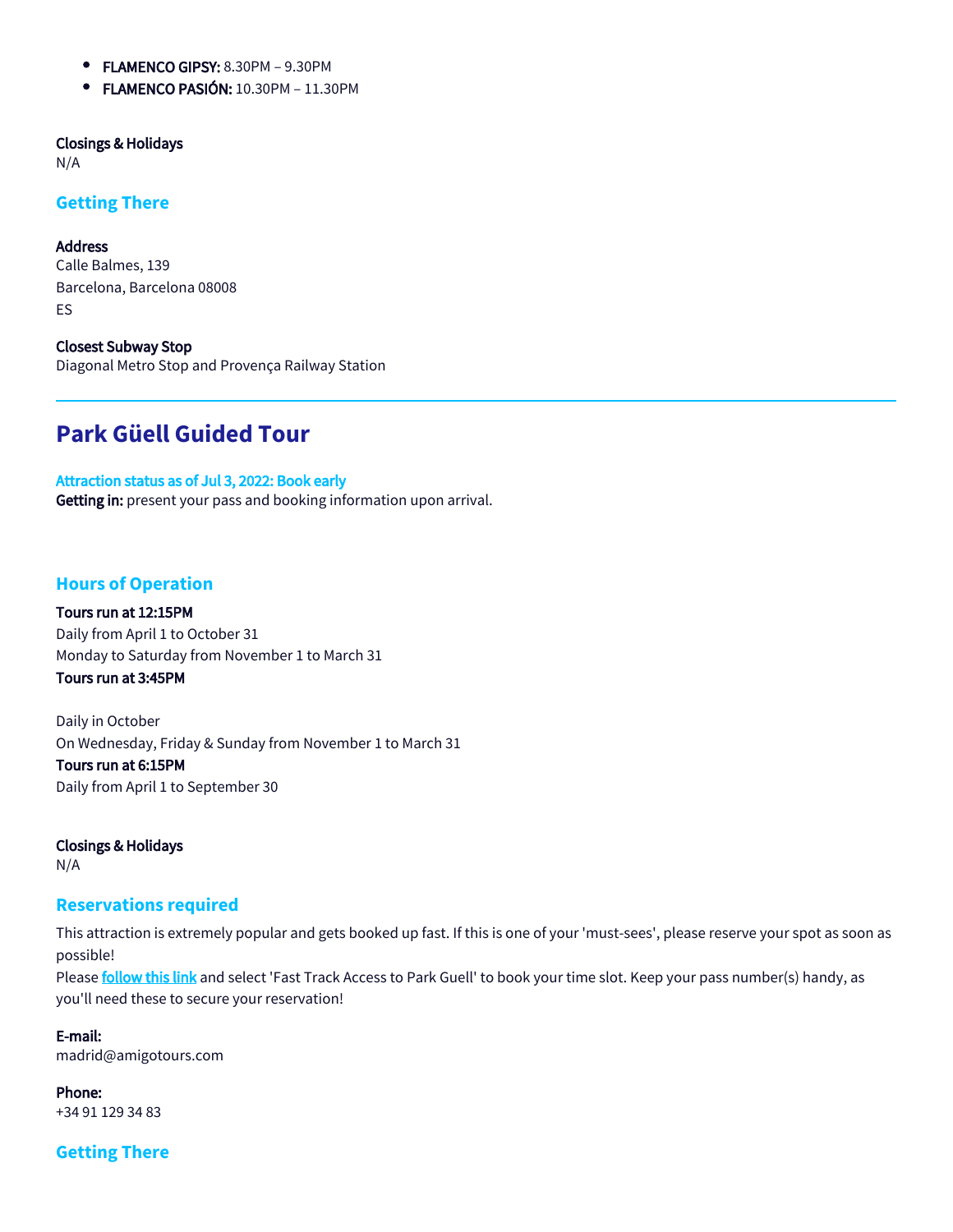- **FLAMENCO GIPSY:** 8.30PM – 9.30PM
- **FLAMENCO PASIÓN:** 10.30PM – 11.30PM

**Closings & Holidays**
N/A

### Getting There

**Address**
Calle Balmes, 139
Barcelona, Barcelona 08008
ES

**Closest Subway Stop**
Diagonal Metro Stop and Provença Railway Station

---

## Park Güell Guided Tour

**Attraction status as of Jul 3, 2022: Book early**
**Getting in:** present your pass and booking information upon arrival.

### Hours of Operation

**Tours run at 12:15PM**
Daily from April 1 to October 31
Monday to Saturday from November 1 to March 31
**Tours run at 3:45PM**

Daily in October
On Wednesday, Friday & Sunday from November 1 to March 31
**Tours run at 6:15PM**
Daily from April 1 to September 30

**Closings & Holidays**
N/A

### Reservations required

This attraction is extremely popular and gets booked up fast. If this is one of your 'must-sees', please reserve your spot as soon as possible!
Please **follow this link** and select 'Fast Track Access to Park Guell' to book your time slot. Keep your pass number(s) handy, as you'll need these to secure your reservation!

**E-mail:**
madrid@amigotours.com

**Phone:**
+34 91 129 34 83

### Getting There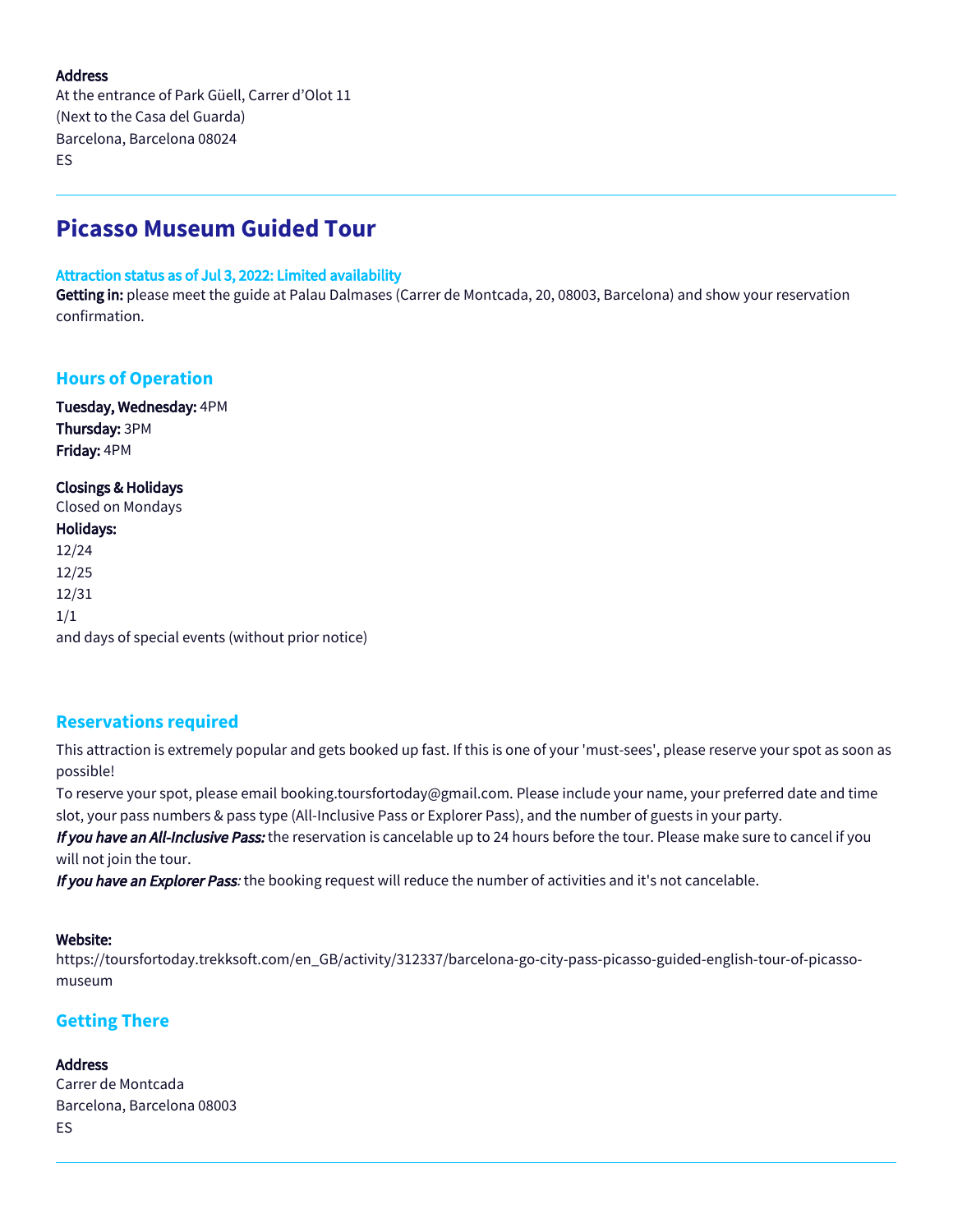**Address**
At the entrance of Park Güell, Carrer d'Olot 11
(Next to the Casa del Guarda)
Barcelona, Barcelona 08024
ES

---

## Picasso Museum Guided Tour

**Attraction status as of Jul 3, 2022: Limited availability**
**Getting in:** please meet the guide at Palau Dalmases (Carrer de Montcada, 20, 08003, Barcelona) and show your reservation confirmation.

### Hours of Operation

**Tuesday, Wednesday:** 4PM
**Thursday:** 3PM
**Friday:** 4PM

**Closings & Holidays**
Closed on Mondays
**Holidays:**
12/24
12/25
12/31
1/1
and days of special events (without prior notice)

### Reservations required

This attraction is extremely popular and gets booked up fast. If this is one of your 'must-sees', please reserve your spot as soon as possible!
To reserve your spot, please email booking.toursfortoday@gmail.com. Please include your name, your preferred date and time slot, your pass numbers & pass type (All-Inclusive Pass or Explorer Pass), and the number of guests in your party.
***If you have an All-Inclusive Pass:*** the reservation is cancelable up to 24 hours before the tour. Please make sure to cancel if you will not join the tour.
***If you have an Explorer Pass:*** the booking request will reduce the number of activities and it's not cancelable.

**Website:**
https://toursfortoday.trekksoft.com/en_GB/activity/312337/barcelona-go-city-pass-picasso-guided-english-tour-of-picasso-museum

### Getting There

**Address**
Carrer de Montcada
Barcelona, Barcelona 08003
ES

---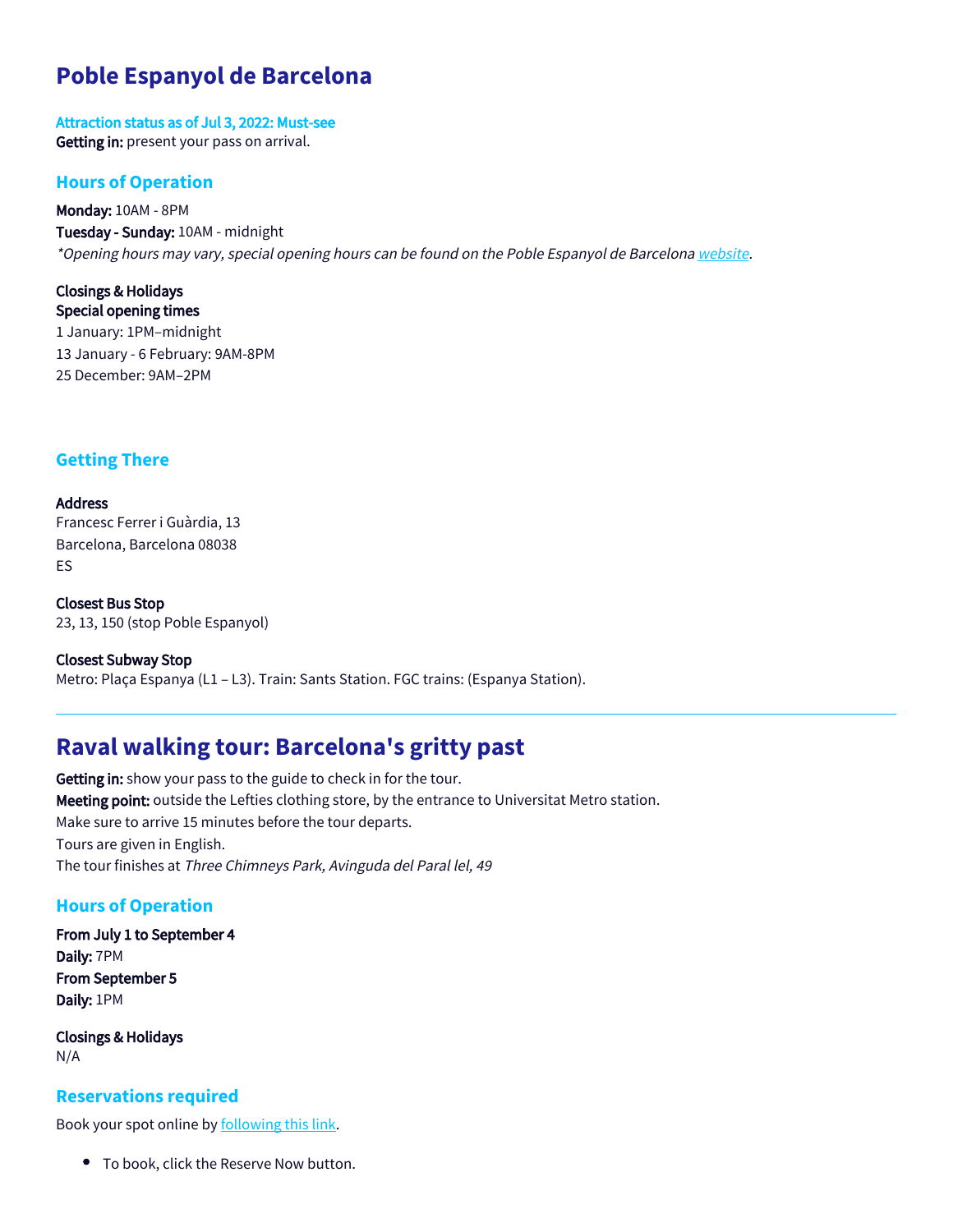## Poble Espanyol de Barcelona

**Attraction status as of Jul 3, 2022: Must-see**
**Getting in:** present your pass on arrival.

### Hours of Operation

**Monday:** 10AM - 8PM
**Tuesday - Sunday:** 10AM - midnight
*\*Opening hours may vary, special opening hours can be found on the Poble Espanyol de Barcelona [website](#).*

**Closings & Holidays**
**Special opening times**
1 January: 1PM–midnight
13 January - 6 February: 9AM-8PM
25 December: 9AM–2PM

### Getting There

**Address**
Francesc Ferrer i Guàrdia, 13
Barcelona, Barcelona 08038
ES

**Closest Bus Stop**
23, 13, 150 (stop Poble Espanyol)

**Closest Subway Stop**
Metro: Plaça Espanya (L1 – L3). Train: Sants Station. FGC trains: (Espanya Station).

---

## Raval walking tour: Barcelona's gritty past

**Getting in:** show your pass to the guide to check in for the tour.
**Meeting point:** outside the Lefties clothing store, by the entrance to Universitat Metro station.
Make sure to arrive 15 minutes before the tour departs.
Tours are given in English.
The tour finishes at *Three Chimneys Park, Avinguda del Paral lel, 49*

### Hours of Operation

**From July 1 to September 4**
**Daily:** 7PM
**From September 5**
**Daily:** 1PM

**Closings & Holidays**
N/A

### Reservations required

Book your spot online by [following this link](#).

- To book, click the Reserve Now button.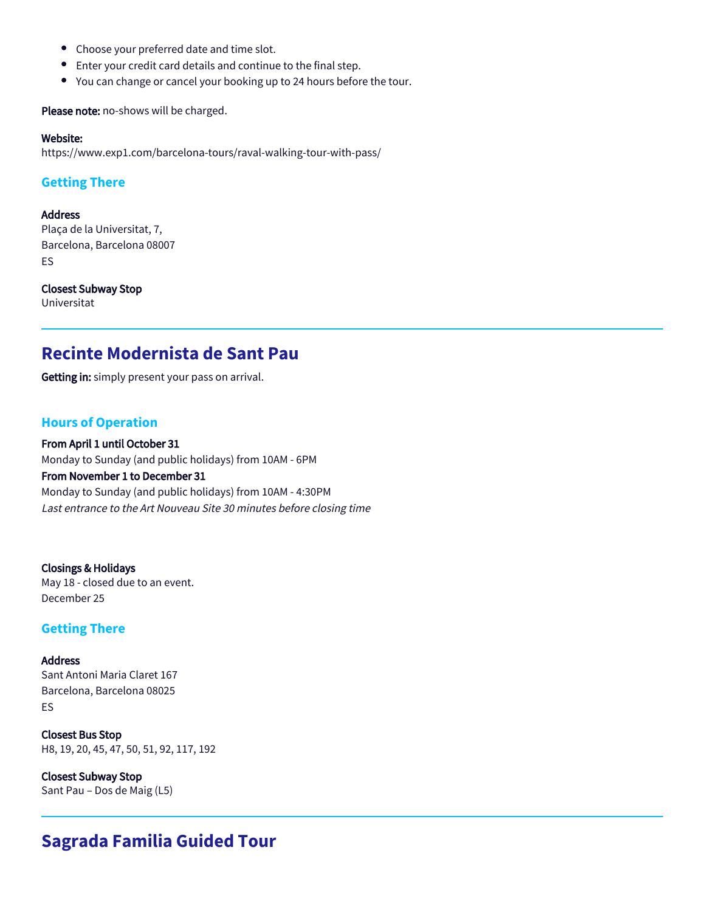- Choose your preferred date and time slot.
- Enter your credit card details and continue to the final step.
- You can change or cancel your booking up to 24 hours before the tour.

**Please note:** no-shows will be charged.

**Website:**
https://www.exp1.com/barcelona-tours/raval-walking-tour-with-pass/

### Getting There

**Address**
Plaça de la Universitat, 7,
Barcelona, Barcelona 08007
ES

**Closest Subway Stop**
Universitat

---

## Recinte Modernista de Sant Pau

**Getting in:** simply present your pass on arrival.

### Hours of Operation

**From April 1 until October 31**
Monday to Sunday (and public holidays) from 10AM - 6PM
**From November 1 to December 31**
Monday to Sunday (and public holidays) from 10AM - 4:30PM
*Last entrance to the Art Nouveau Site 30 minutes before closing time*

**Closings & Holidays**
May 18 - closed due to an event.
December 25

### Getting There

**Address**
Sant Antoni Maria Claret 167
Barcelona, Barcelona 08025
ES

**Closest Bus Stop**
H8, 19, 20, 45, 47, 50, 51, 92, 117, 192

**Closest Subway Stop**
Sant Pau – Dos de Maig (L5)

---

## Sagrada Familia Guided Tour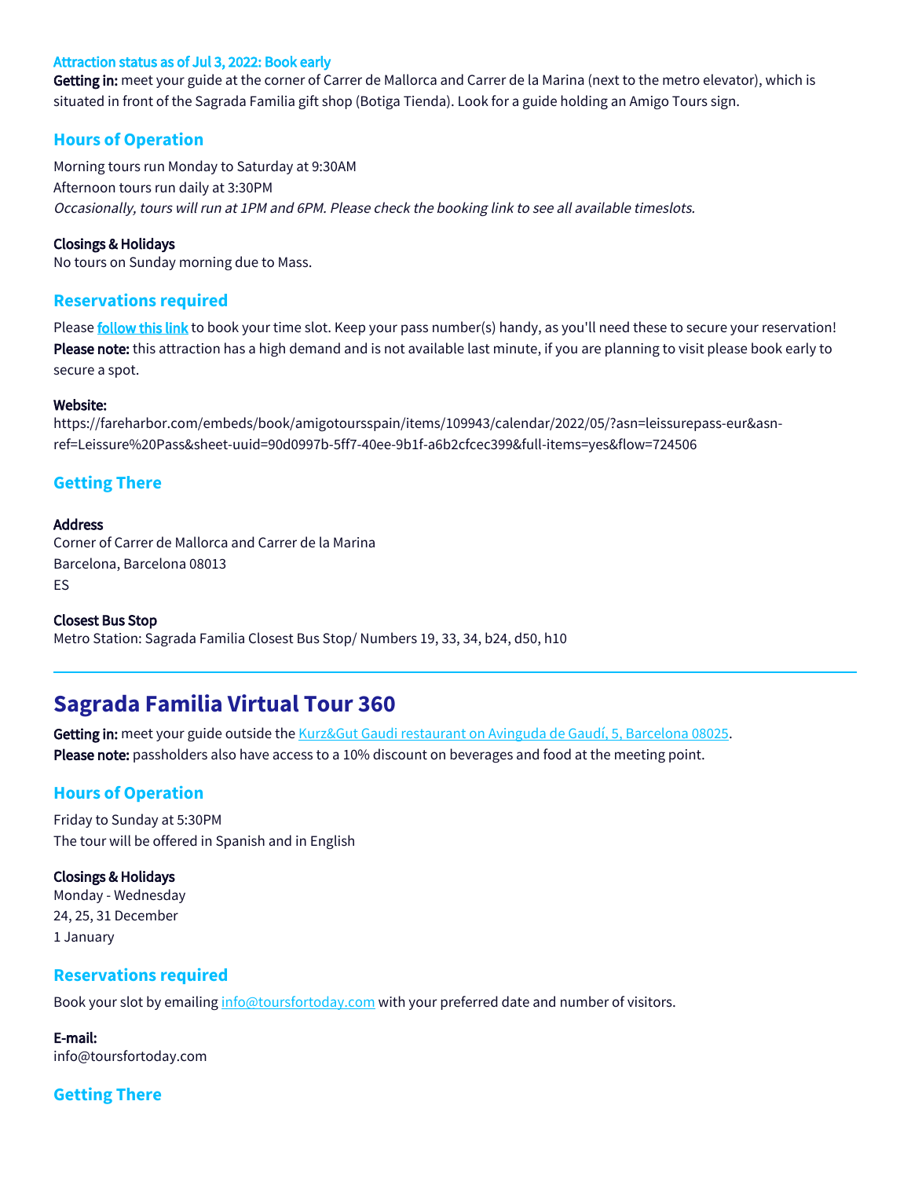**Attraction status as of Jul 3, 2022: Book early**

**Getting in:** meet your guide at the corner of Carrer de Mallorca and Carrer de la Marina (next to the metro elevator), which is situated in front of the Sagrada Familia gift shop (Botiga Tienda). Look for a guide holding an Amigo Tours sign.

### Hours of Operation

Morning tours run Monday to Saturday at 9:30AM
Afternoon tours run daily at 3:30PM
*Occasionally, tours will run at 1PM and 6PM. Please check the booking link to see all available timeslots.*

**Closings & Holidays**
No tours on Sunday morning due to Mass.

### Reservations required

Please **follow this link** to book your time slot. Keep your pass number(s) handy, as you'll need these to secure your reservation!
**Please note:** this attraction has a high demand and is not available last minute, if you are planning to visit please book early to secure a spot.

**Website:**
https://fareharbor.com/embeds/book/amigotoursspain/items/109943/calendar/2022/05/?asn=leissurepass-eur&asn-ref=Leissure%20Pass&sheet-uuid=90d0997b-5ff7-40ee-9b1f-a6b2cfcec399&full-items=yes&flow=724506

### Getting There

**Address**
Corner of Carrer de Mallorca and Carrer de la Marina
Barcelona, Barcelona 08013
ES

**Closest Bus Stop**
Metro Station: Sagrada Familia Closest Bus Stop/ Numbers 19, 33, 34, b24, d50, h10

---

## Sagrada Familia Virtual Tour 360

**Getting in:** meet your guide outside the Kurz&Gut Gaudi restaurant on Avinguda de Gaudí, 5, Barcelona 08025.
**Please note:** passholders also have access to a 10% discount on beverages and food at the meeting point.

### Hours of Operation

Friday to Sunday at 5:30PM
The tour will be offered in Spanish and in English

**Closings & Holidays**
Monday - Wednesday
24, 25, 31 December
1 January

### Reservations required

Book your slot by emailing info@toursfortoday.com with your preferred date and number of visitors.

**E-mail:**
info@toursfortoday.com

### Getting There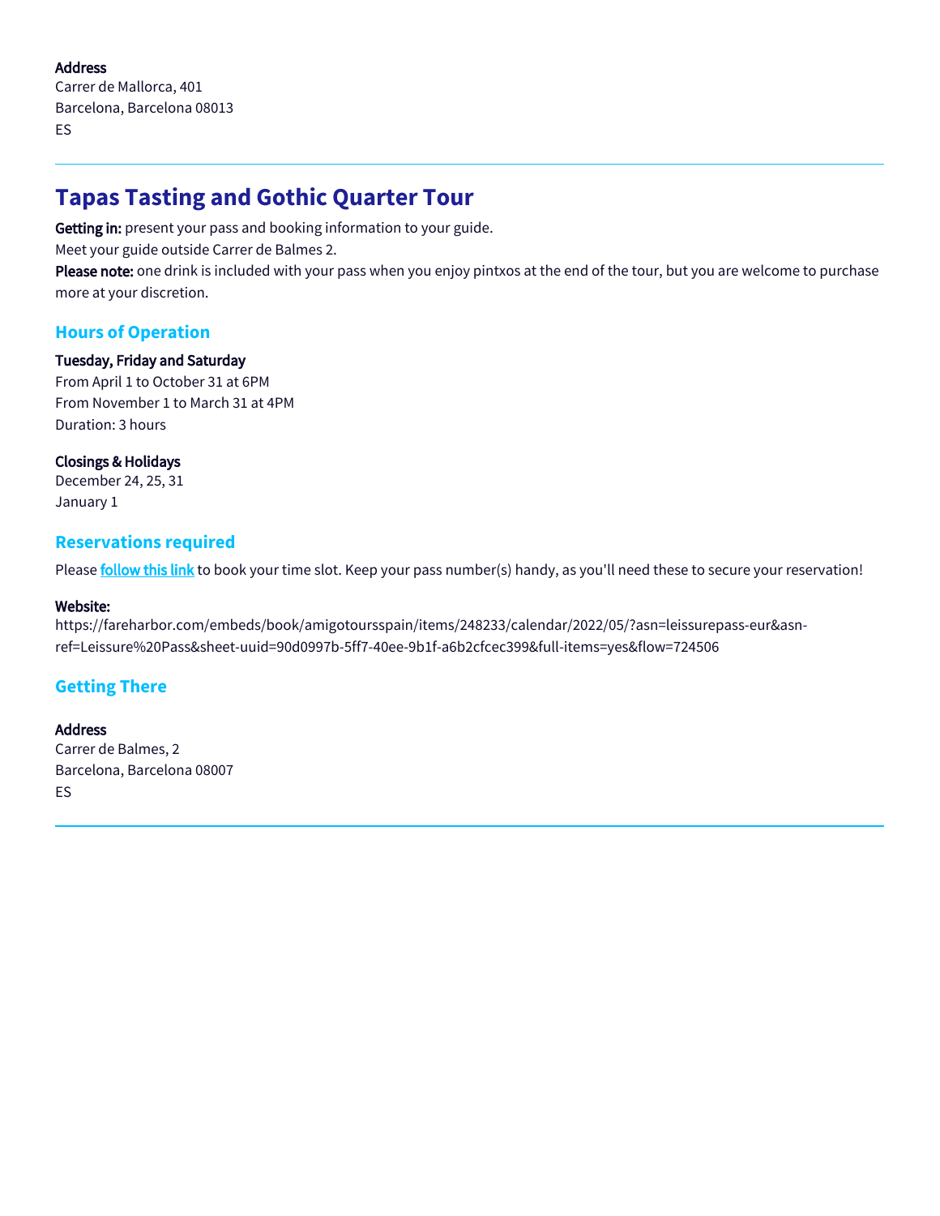**Address**
Carrer de Mallorca, 401
Barcelona, Barcelona 08013
ES

---

## Tapas Tasting and Gothic Quarter Tour

**Getting in:** present your pass and booking information to your guide.
Meet your guide outside Carrer de Balmes 2.
**Please note:** one drink is included with your pass when you enjoy pintxos at the end of the tour, but you are welcome to purchase more at your discretion.

### Hours of Operation

**Tuesday, Friday and Saturday**
From April 1 to October 31 at 6PM
From November 1 to March 31 at 4PM
Duration: 3 hours

**Closings & Holidays**
December 24, 25, 31
January 1

### Reservations required

Please follow this link to book your time slot. Keep your pass number(s) handy, as you'll need these to secure your reservation!

**Website:**
https://fareharbor.com/embeds/book/amigotoursspain/items/248233/calendar/2022/05/?asn=leissurepass-eur&asn-ref=Leissure%20Pass&sheet-uuid=90d0997b-5ff7-40ee-9b1f-a6b2cfcec399&full-items=yes&flow=724506

### Getting There

**Address**
Carrer de Balmes, 2
Barcelona, Barcelona 08007
ES

---